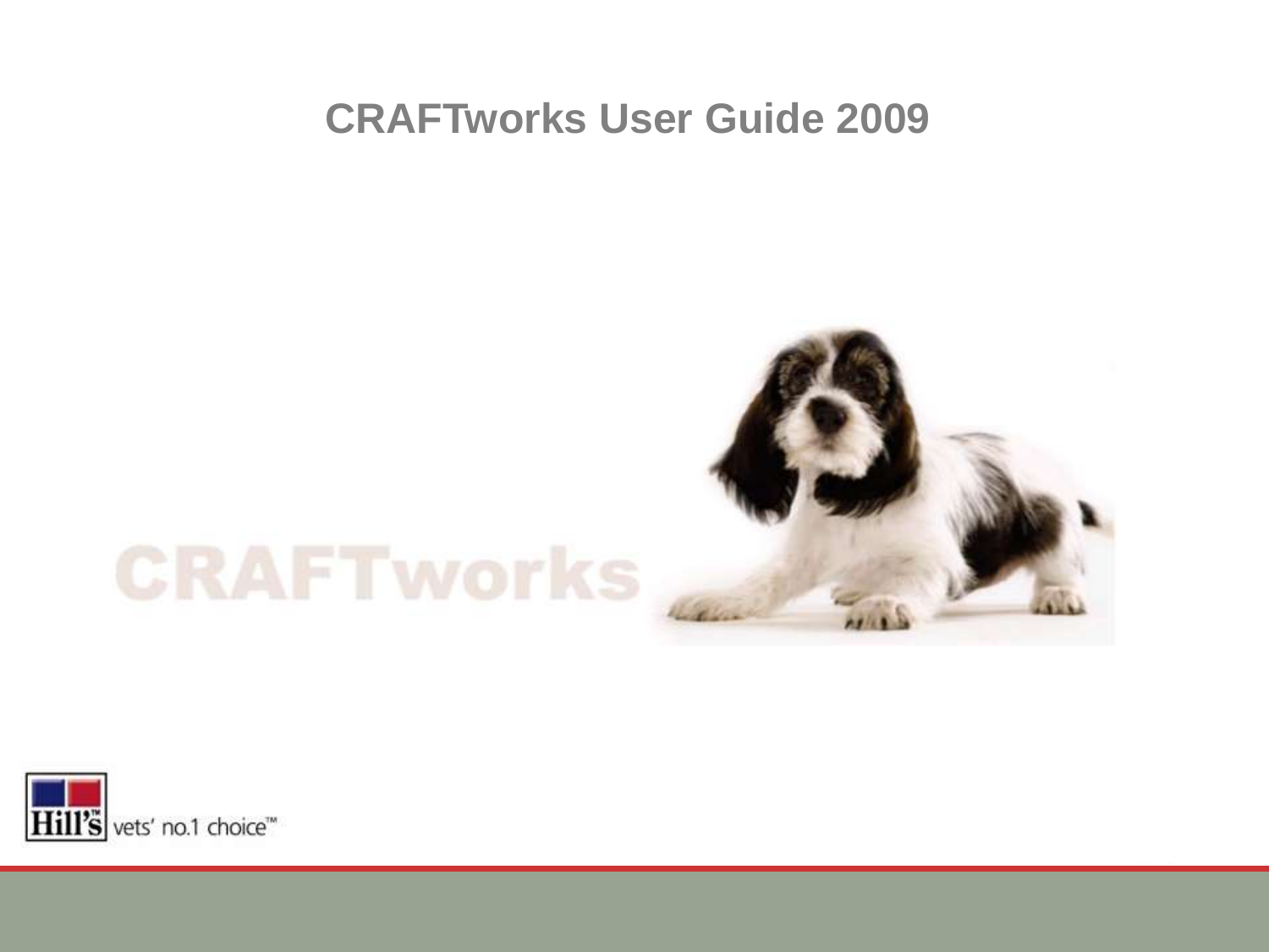# CRAFTworks User Guide 2009

CRAFTworks

Hill's vets' no.1 choice™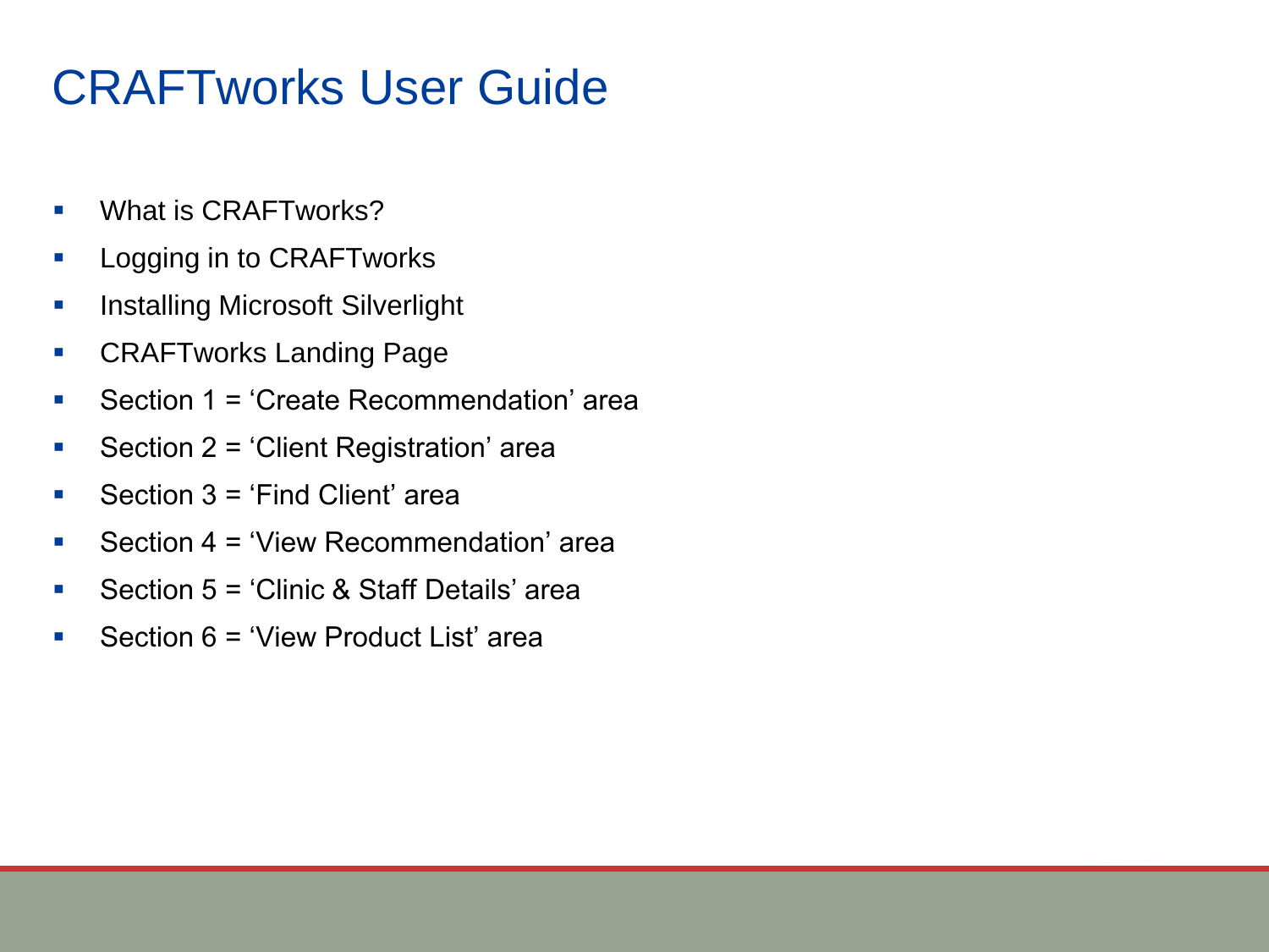# CRAFTworks User Guide

- What is CRAFTworks?
- Logging in to CRAFTworks
- Installing Microsoft Silverlight
- CRAFTworks Landing Page
- Section 1 = ‘Create Recommendation’ area
- Section 2 = ‘Client Registration’ area
- Section 3 = ‘Find Client’ area
- Section 4 = ‘View Recommendation’ area
- Section 5 = ‘Clinic & Staff Details’ area
- Section 6 = ‘View Product List’ area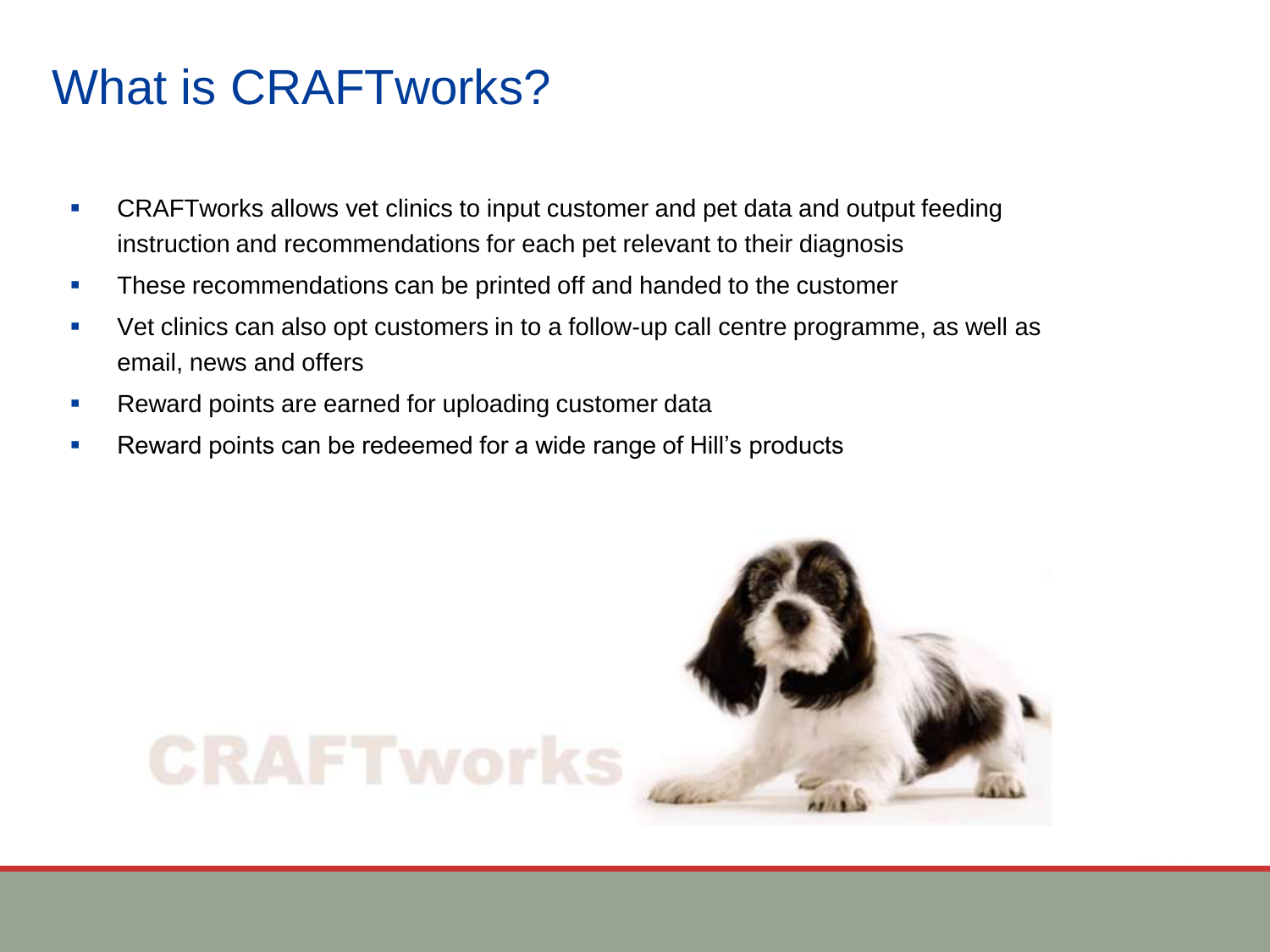# What is CRAFTworks?

- CRAFTworks allows vet clinics to input customer and pet data and output feeding instruction and recommendations for each pet relevant to their diagnosis
- These recommendations can be printed off and handed to the customer
- Vet clinics can also opt customers in to a follow-up call centre programme, as well as email, news and offers
- Reward points are earned for uploading customer data
- Reward points can be redeemed for a wide range of Hill's products

CRAFTworks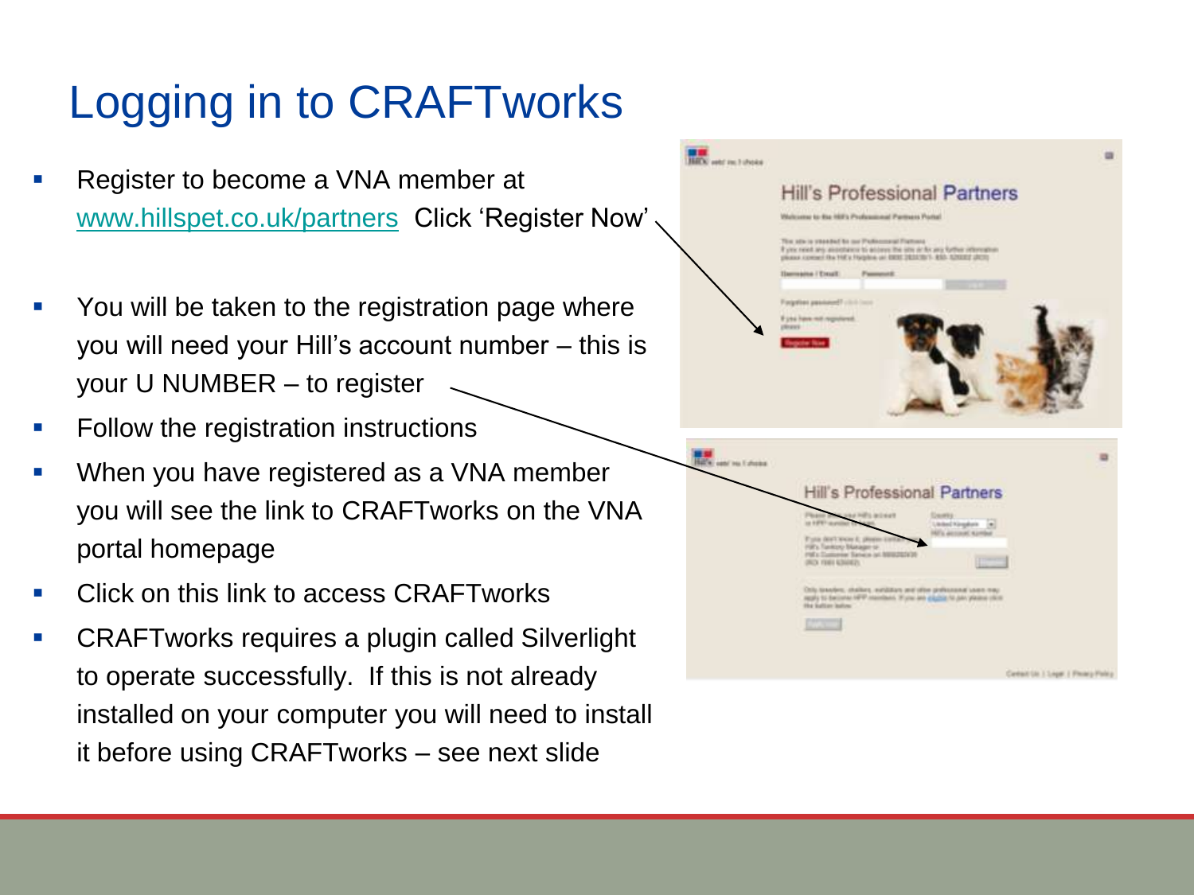# Logging in to CRAFTworks

- Register to become a VNA member at www.hillspet.co.uk/partners Click 'Register Now'
- You will be taken to the registration page where you will need your Hill's account number – this is your U NUMBER – to register
- Follow the registration instructions
- When you have registered as a VNA member you will see the link to CRAFTworks on the VNA portal homepage
- Click on this link to access CRAFTworks
- CRAFTworks requires a plugin called Silverlight to operate successfully. If this is not already installed on your computer you will need to install it before using CRAFTworks – see next slide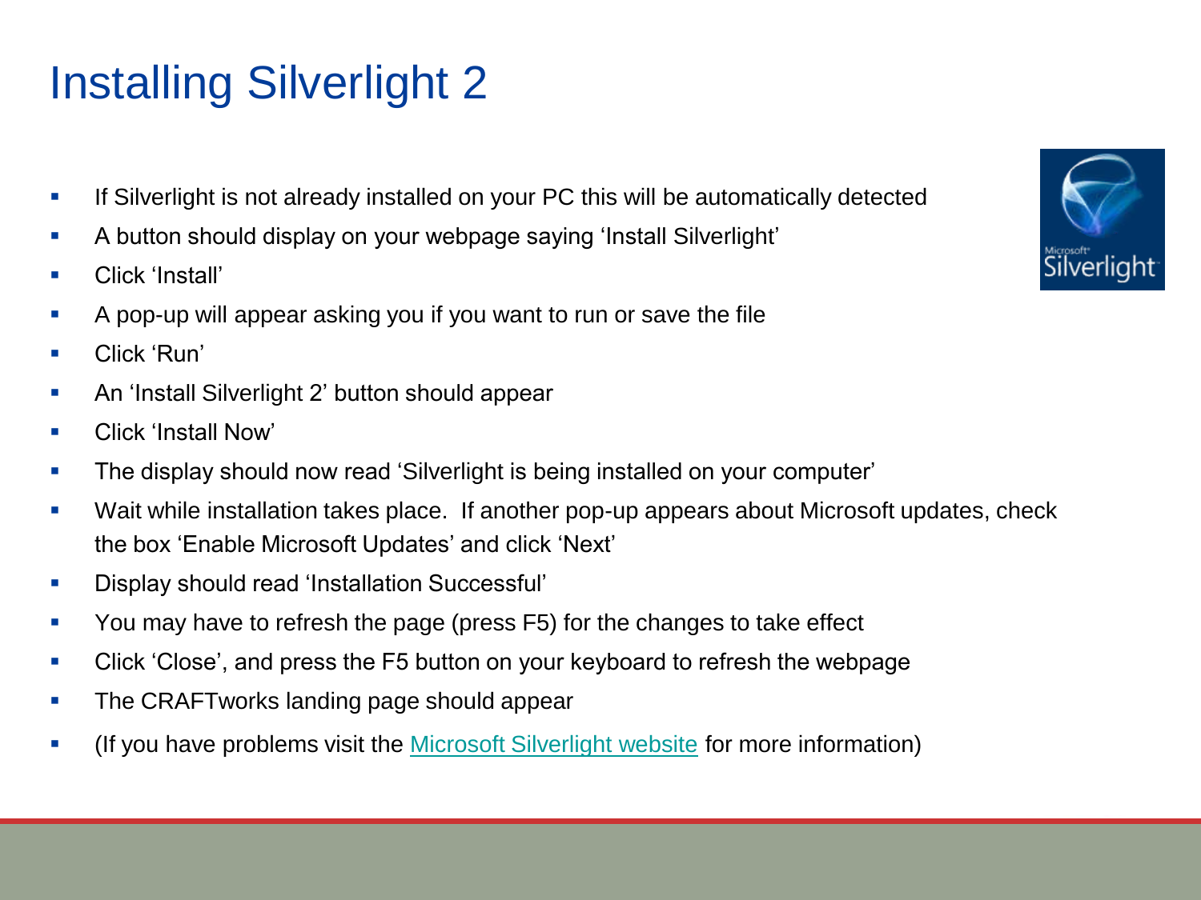# Installing Silverlight 2

- If Silverlight is not already installed on your PC this will be automatically detected
- A button should display on your webpage saying ‘Install Silverlight’
- Click ‘Install’
- A pop-up will appear asking you if you want to run or save the file
- Click ‘Run’
- An ‘Install Silverlight 2’ button should appear
- Click ‘Install Now’
- The display should now read ‘Silverlight is being installed on your computer’
- Wait while installation takes place. If another pop-up appears about Microsoft updates, check the box ‘Enable Microsoft Updates’ and click ‘Next’
- Display should read ‘Installation Successful’
- You may have to refresh the page (press F5) for the changes to take effect
- Click ‘Close’, and press the F5 button on your keyboard to refresh the webpage
- The CRAFTworks landing page should appear
- (If you have problems visit the Microsoft Silverlight website for more information)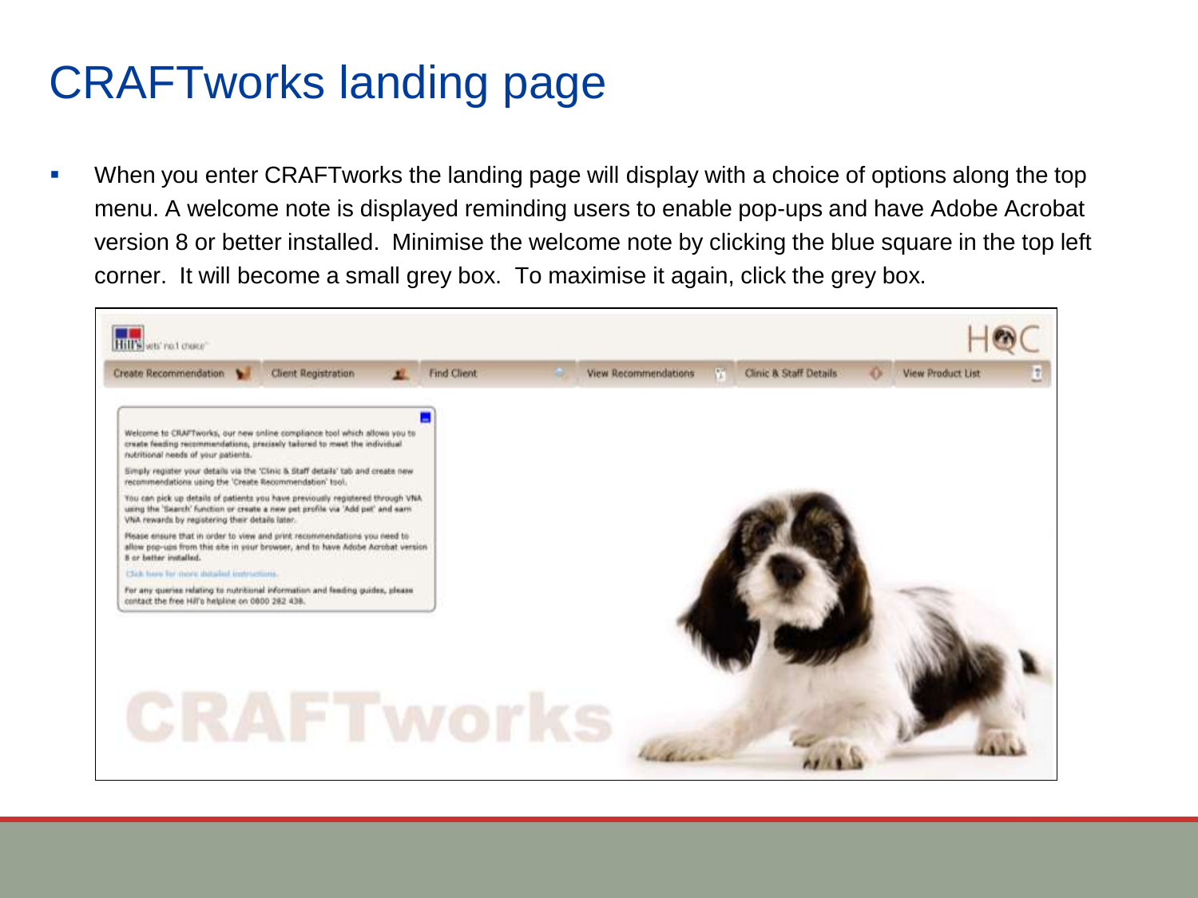# CRAFTworks landing page

- When you enter CRAFTworks the landing page will display with a choice of options along the top menu. A welcome note is displayed reminding users to enable pop-ups and have Adobe Acrobat version 8 or better installed. Minimise the welcome note by clicking the blue square in the top left corner. It will become a small grey box. To maximise it again, click the grey box.

Hill's vets' no.1 choice

Create Recommendation | Client Registration | Find Client | View Recommendations | Clinic & Staff Details | View Product List

Welcome to CRAFTworks, our new online compliance tool which allows you to create feeding recommendations, precisely tailored to meet the individual nutritional needs of your patients.

Simply register your details via the 'Clinic & Staff details' tab and create new recommendations using the 'Create Recommendation' tool.

You can pick up details of patients you have previously registered through VNA using the 'Search' function or create a new pet profile via 'Add pet' and earn VNA rewards by registering their details later.

Please ensure that in order to view and print recommendations you need to allow pop-ups from this site in your browser, and to have Adobe Acrobat version 8 or better installed.

Click here for more detailed instructions.

For any queries relating to nutritional information and feeding guides, please contact the free Hill's helpline on 0800 282 438.

CRAFTworks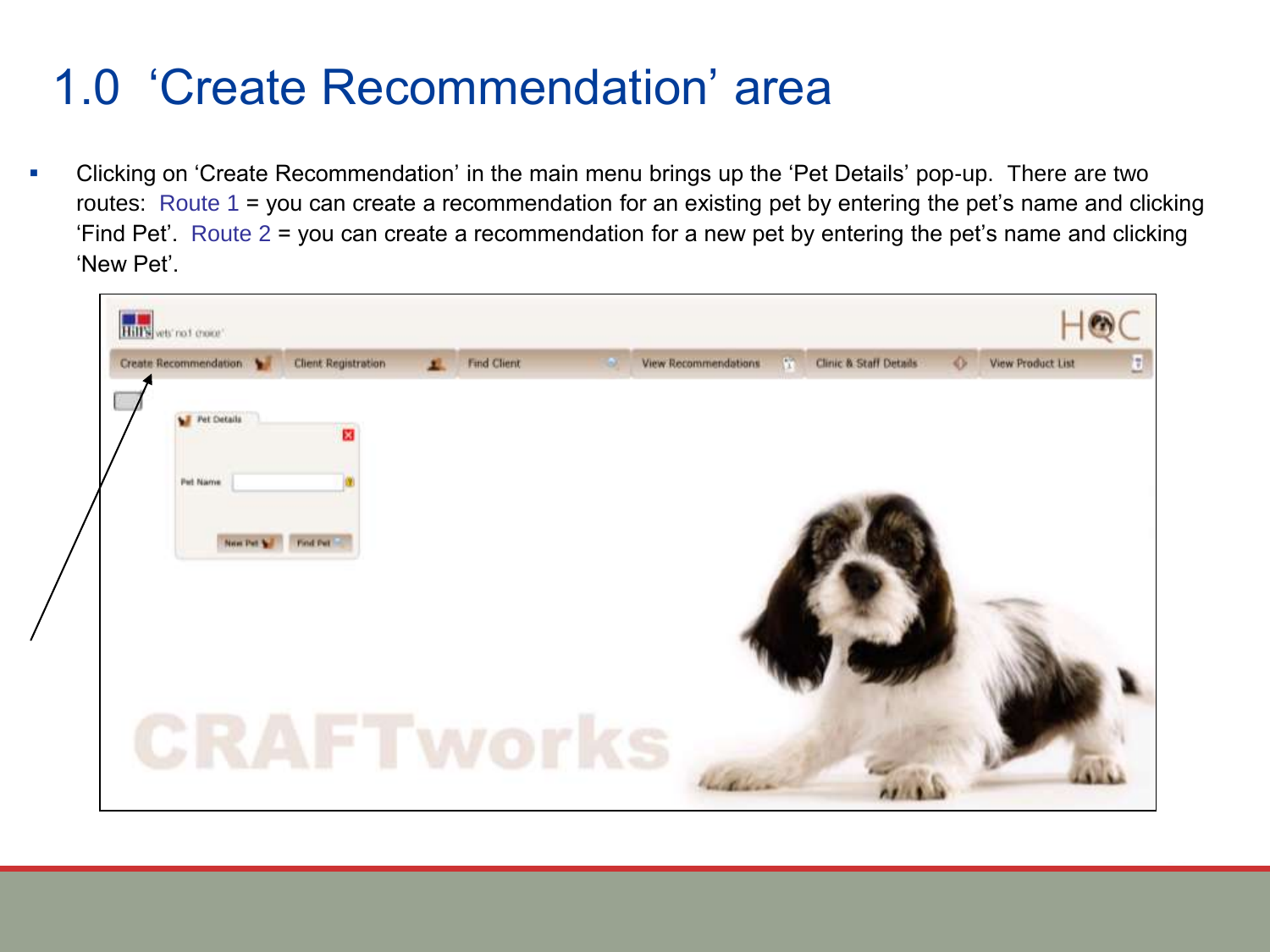# 1.0 'Create Recommendation' area

- Clicking on 'Create Recommendation' in the main menu brings up the 'Pet Details' pop-up. There are two routes: Route 1 = you can create a recommendation for an existing pet by entering the pet's name and clicking 'Find Pet'. Route 2 = you can create a recommendation for a new pet by entering the pet's name and clicking 'New Pet'.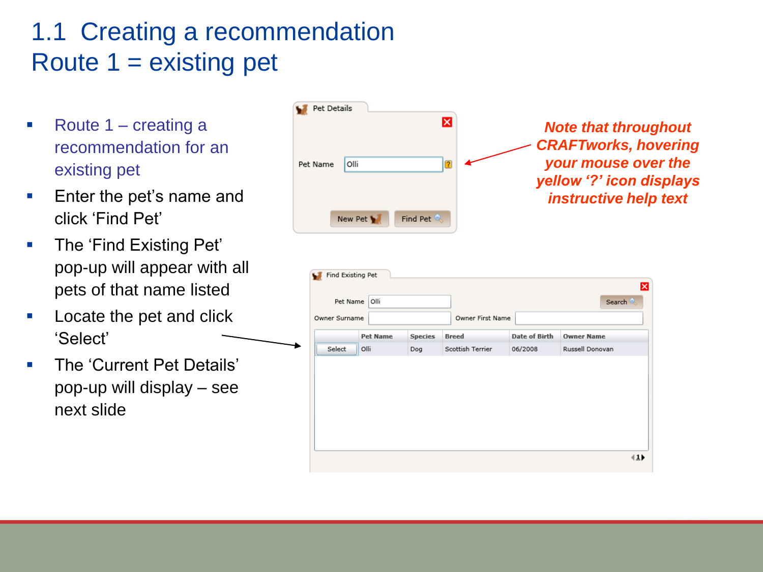# 1.1 Creating a recommendation
# Route 1 = existing pet

- Route 1 – creating a recommendation for an existing pet
- Enter the pet's name and click 'Find Pet'
- The 'Find Existing Pet' pop-up will appear with all pets of that name listed
- Locate the pet and click 'Select'
- The 'Current Pet Details' pop-up will display – see next slide

Pet Details

Pet Name: Olli

New Pet | Find Pet

***Note that throughout CRAFTworks, hovering your mouse over the yellow '?' icon displays instructive help text***

Find Existing Pet

Pet Name: Olli | Search

Owner Surname: | Owner First Name:

| | Pet Name | Species | Breed | Date of Birth | Owner Name |
|---|---|---|---|---|---|
| Select | Olli | Dog | Scottish Terrier | 06/2008 | Russell Donovan |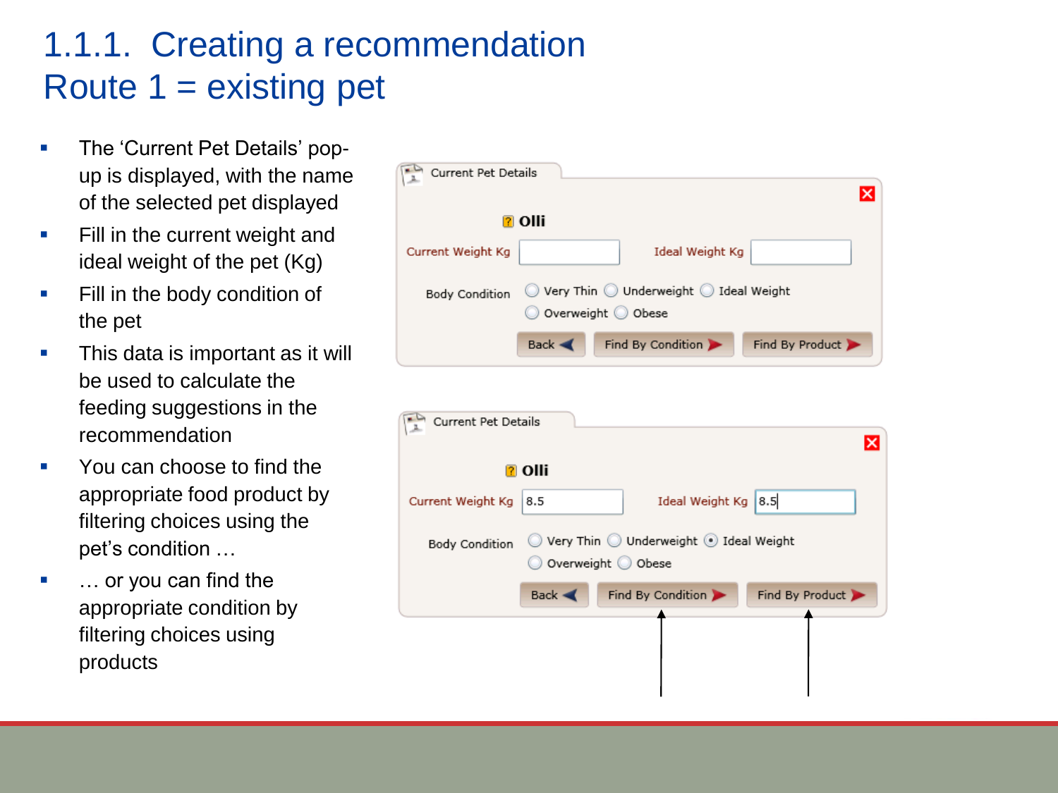# 1.1.1. Creating a recommendation
# Route 1 = existing pet

- The 'Current Pet Details' pop-up is displayed, with the name of the selected pet displayed
- Fill in the current weight and ideal weight of the pet (Kg)
- Fill in the body condition of the pet
- This data is important as it will be used to calculate the feeding suggestions in the recommendation
- You can choose to find the appropriate food product by filtering choices using the pet's condition …
- … or you can find the appropriate condition by filtering choices using products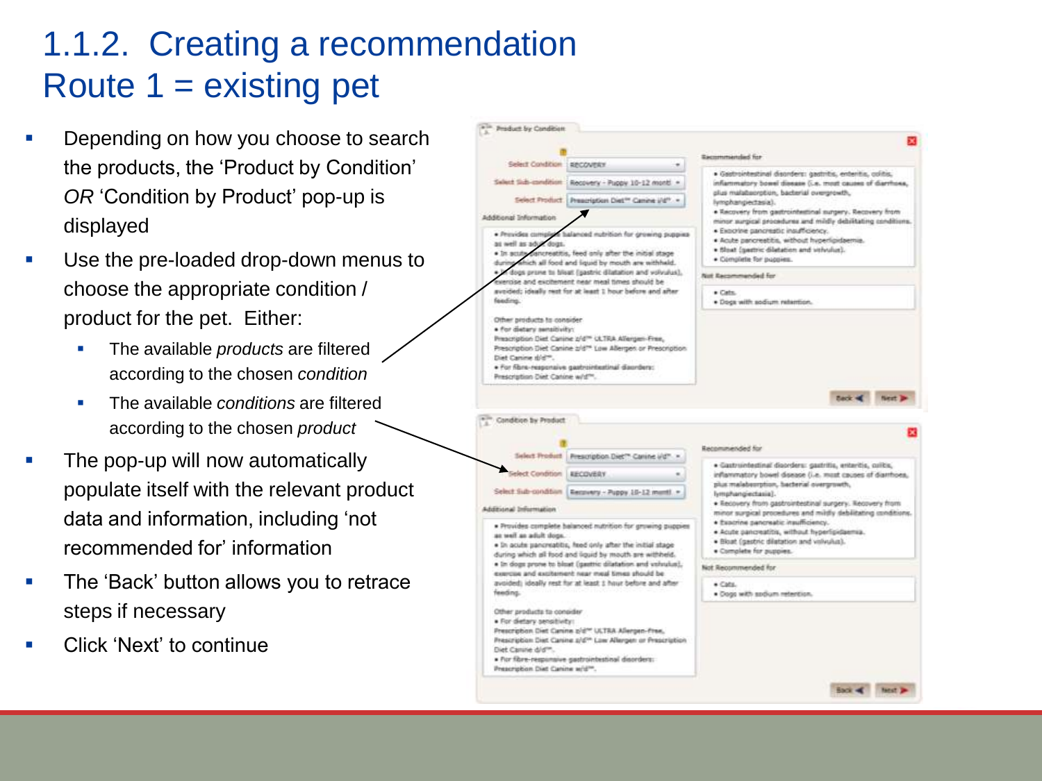# 1.1.2. Creating a recommendation Route 1 = existing pet

- Depending on how you choose to search the products, the 'Product by Condition' *OR* 'Condition by Product' pop-up is displayed
- Use the pre-loaded drop-down menus to choose the appropriate condition / product for the pet. Either:
  - The available *products* are filtered according to the chosen *condition*
  - The available *conditions* are filtered according to the chosen *product*
- The pop-up will now automatically populate itself with the relevant product data and information, including 'not recommended for' information
- The 'Back' button allows you to retrace steps if necessary
- Click 'Next' to continue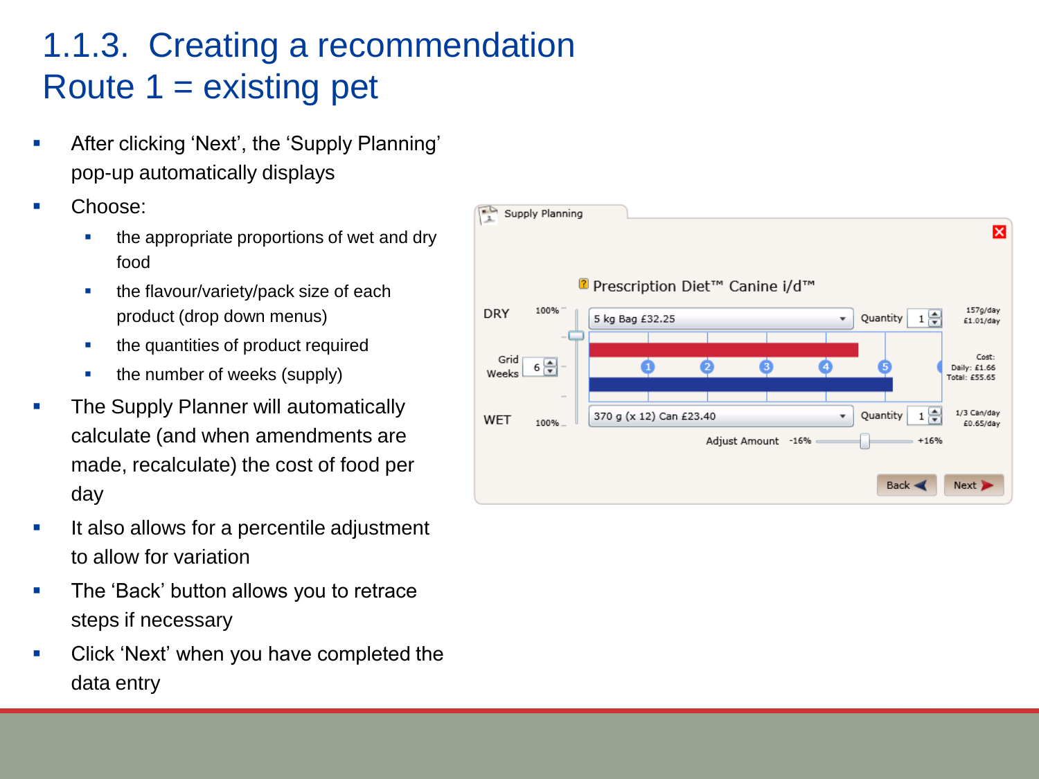# 1.1.3. Creating a recommendation Route 1 = existing pet

- After clicking 'Next', the 'Supply Planning' pop-up automatically displays
- Choose:
  - the appropriate proportions of wet and dry food
  - the flavour/variety/pack size of each product (drop down menus)
  - the quantities of product required
  - the number of weeks (supply)
- The Supply Planner will automatically calculate (and when amendments are made, recalculate) the cost of food per day
- It also allows for a percentile adjustment to allow for variation
- The 'Back' button allows you to retrace steps if necessary
- Click 'Next' when you have completed the data entry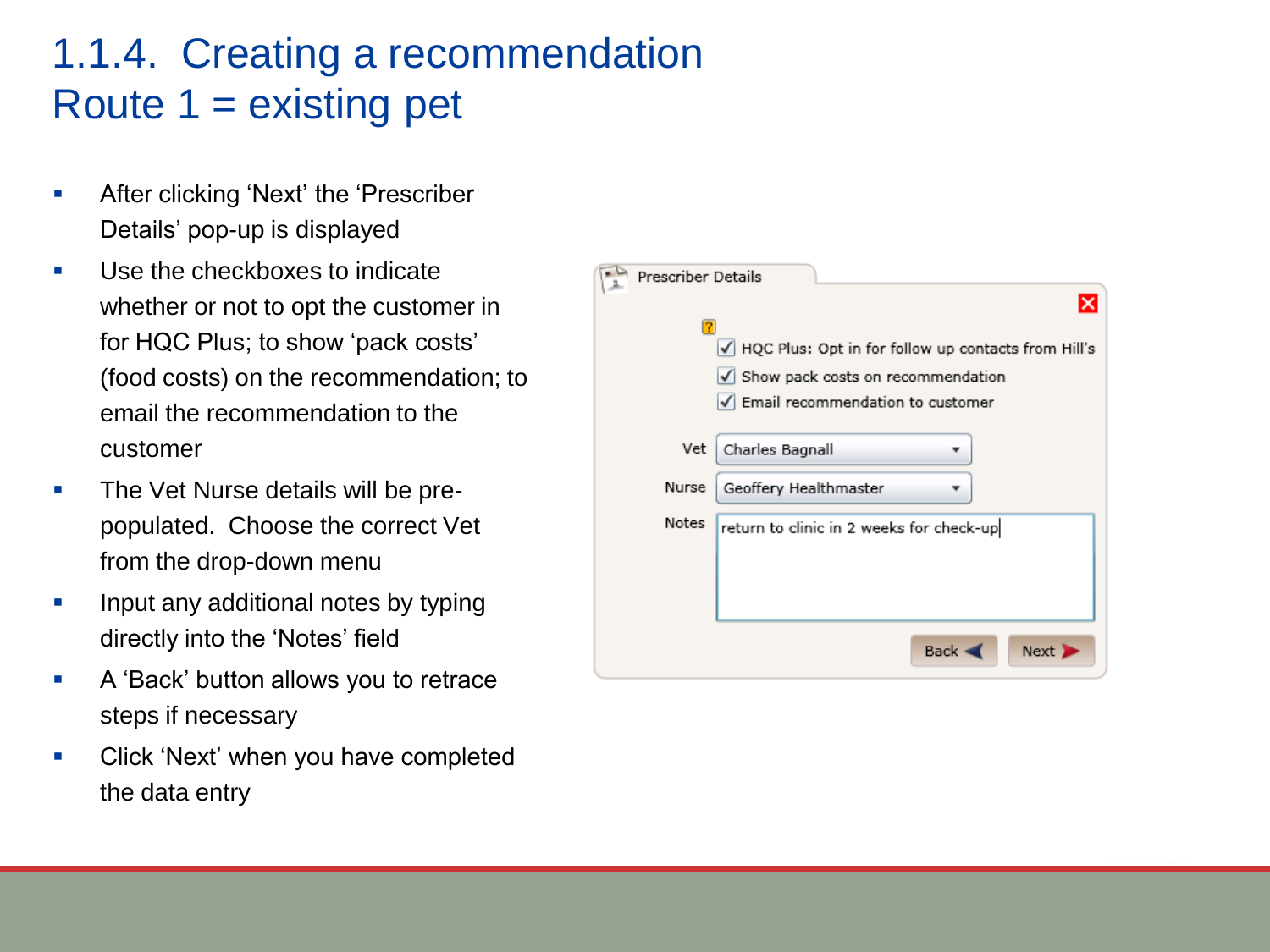# 1.1.4. Creating a recommendation
# Route 1 = existing pet

- After clicking 'Next' the 'Prescriber Details' pop-up is displayed
- Use the checkboxes to indicate whether or not to opt the customer in for HQC Plus; to show 'pack costs' (food costs) on the recommendation; to email the recommendation to the customer
- The Vet Nurse details will be pre-populated. Choose the correct Vet from the drop-down menu
- Input any additional notes by typing directly into the 'Notes' field
- A 'Back' button allows you to retrace steps if necessary
- Click 'Next' when you have completed the data entry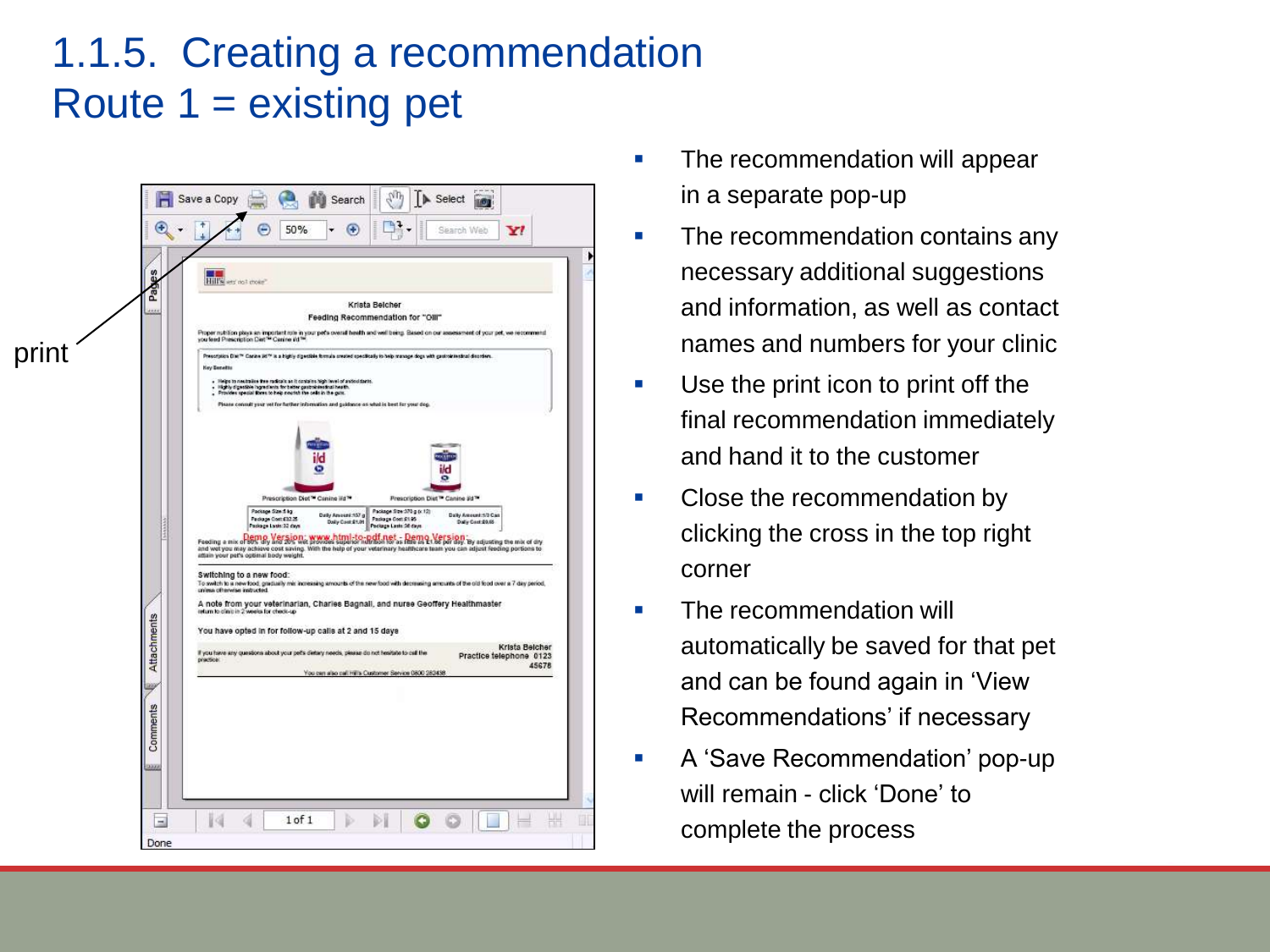# 1.1.5. Creating a recommendation
# Route 1 = existing pet

print

- The recommendation will appear in a separate pop-up
- The recommendation contains any necessary additional suggestions and information, as well as contact names and numbers for your clinic
- Use the print icon to print off the final recommendation immediately and hand it to the customer
- Close the recommendation by clicking the cross in the top right corner
- The recommendation will automatically be saved for that pet and can be found again in 'View Recommendations' if necessary
- A 'Save Recommendation' pop-up will remain - click 'Done' to complete the process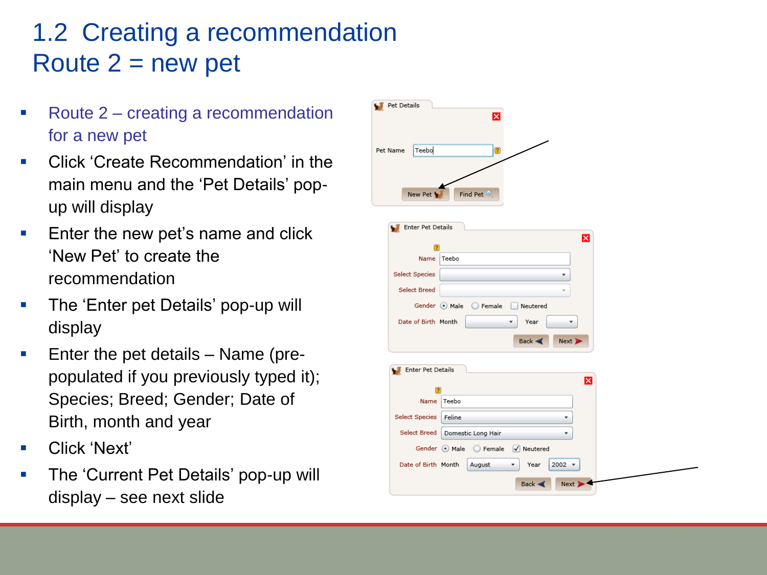# 1.2 Creating a recommendation Route 2 = new pet

- Route 2 – creating a recommendation for a new pet
- Click 'Create Recommendation' in the main menu and the 'Pet Details' pop-up will display
- Enter the new pet's name and click 'New Pet' to create the recommendation
- The 'Enter pet Details' pop-up will display
- Enter the pet details – Name (pre-populated if you previously typed it); Species; Breed; Gender; Date of Birth, month and year
- Click 'Next'
- The 'Current Pet Details' pop-up will display – see next slide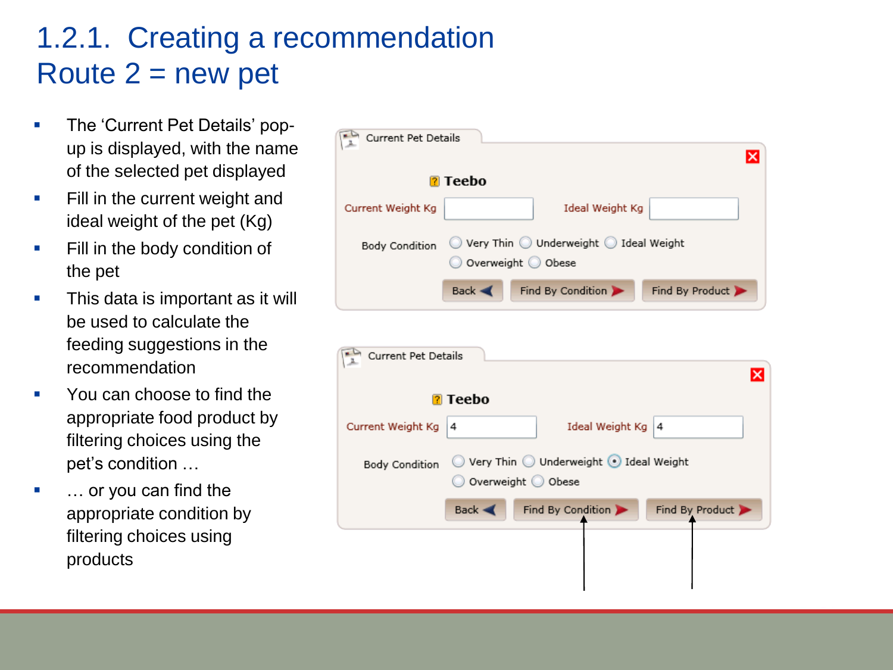# 1.2.1. Creating a recommendation Route 2 = new pet

- The 'Current Pet Details' pop-up is displayed, with the name of the selected pet displayed
- Fill in the current weight and ideal weight of the pet (Kg)
- Fill in the body condition of the pet
- This data is important as it will be used to calculate the feeding suggestions in the recommendation
- You can choose to find the appropriate food product by filtering choices using the pet's condition …
- … or you can find the appropriate condition by filtering choices using products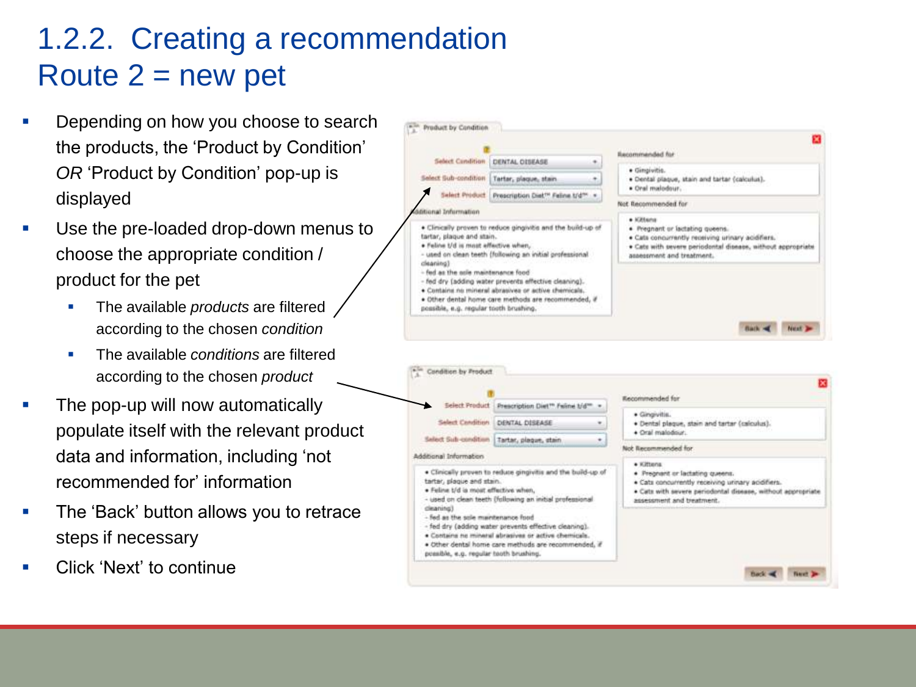# 1.2.2. Creating a recommendation Route 2 = new pet

- Depending on how you choose to search the products, the 'Product by Condition' *OR* 'Product by Condition' pop-up is displayed
- Use the pre-loaded drop-down menus to choose the appropriate condition / product for the pet
  - The available *products* are filtered according to the chosen *condition*
  - The available *conditions* are filtered according to the chosen *product*
- The pop-up will now automatically populate itself with the relevant product data and information, including 'not recommended for' information
- The 'Back' button allows you to retrace steps if necessary
- Click 'Next' to continue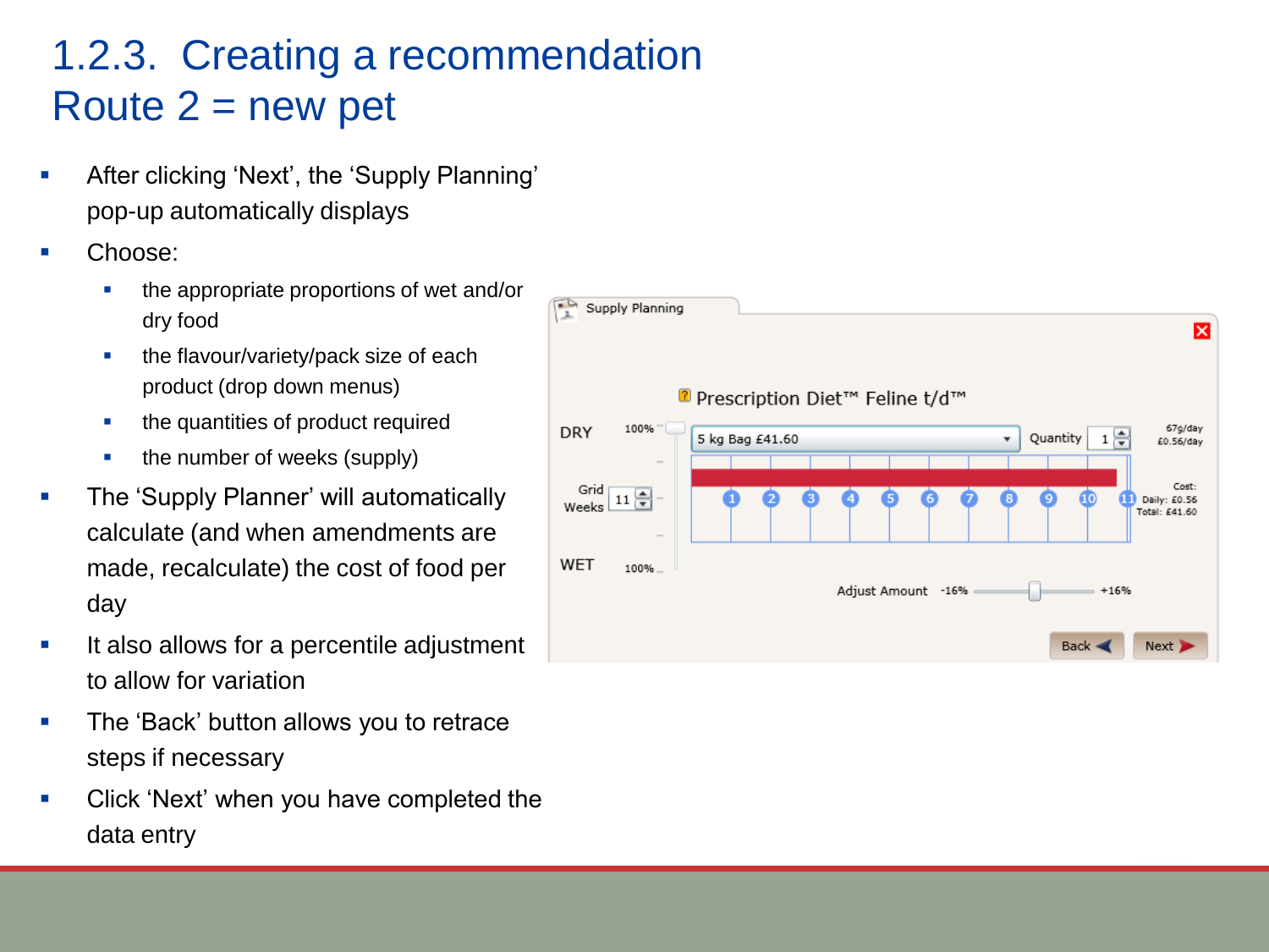# 1.2.3. Creating a recommendation
# Route 2 = new pet

- After clicking 'Next', the 'Supply Planning' pop-up automatically displays
- Choose:
  - the appropriate proportions of wet and/or dry food
  - the flavour/variety/pack size of each product (drop down menus)
  - the quantities of product required
  - the number of weeks (supply)
- The 'Supply Planner' will automatically calculate (and when amendments are made, recalculate) the cost of food per day
- It also allows for a percentile adjustment to allow for variation
- The 'Back' button allows you to retrace steps if necessary
- Click 'Next' when you have completed the data entry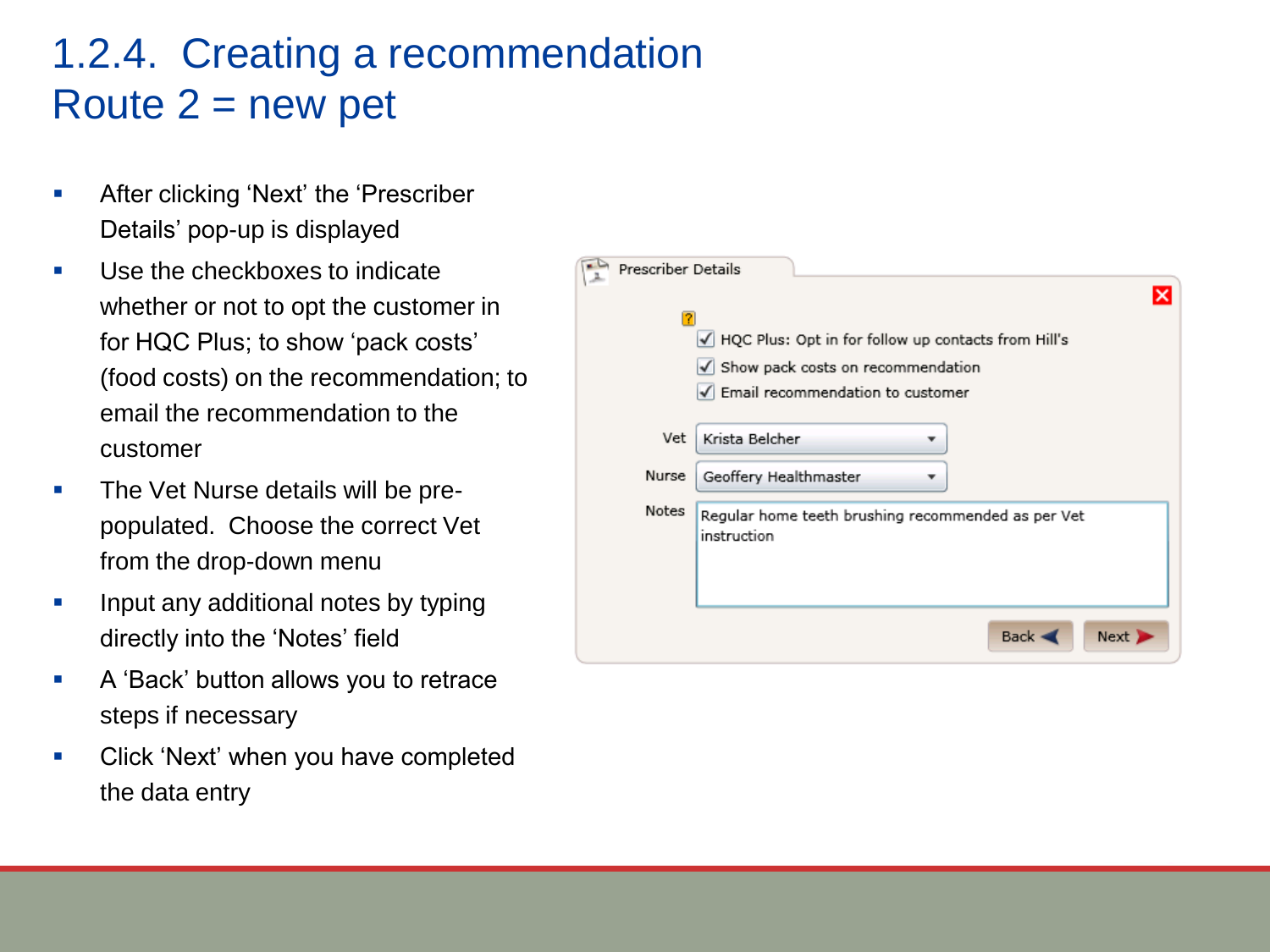# 1.2.4. Creating a recommendation Route 2 = new pet

- After clicking 'Next' the 'Prescriber Details' pop-up is displayed
- Use the checkboxes to indicate whether or not to opt the customer in for HQC Plus; to show 'pack costs' (food costs) on the recommendation; to email the recommendation to the customer
- The Vet Nurse details will be pre-populated. Choose the correct Vet from the drop-down menu
- Input any additional notes by typing directly into the 'Notes' field
- A 'Back' button allows you to retrace steps if necessary
- Click 'Next' when you have completed the data entry

Prescriber Details

- [x] HQC Plus: Opt in for follow up contacts from Hill's
- [x] Show pack costs on recommendation
- [x] Email recommendation to customer

Vet: Krista Belcher

Nurse: Geoffery Healthmaster

Notes: Regular home teeth brushing recommended as per Vet instruction

Back | Next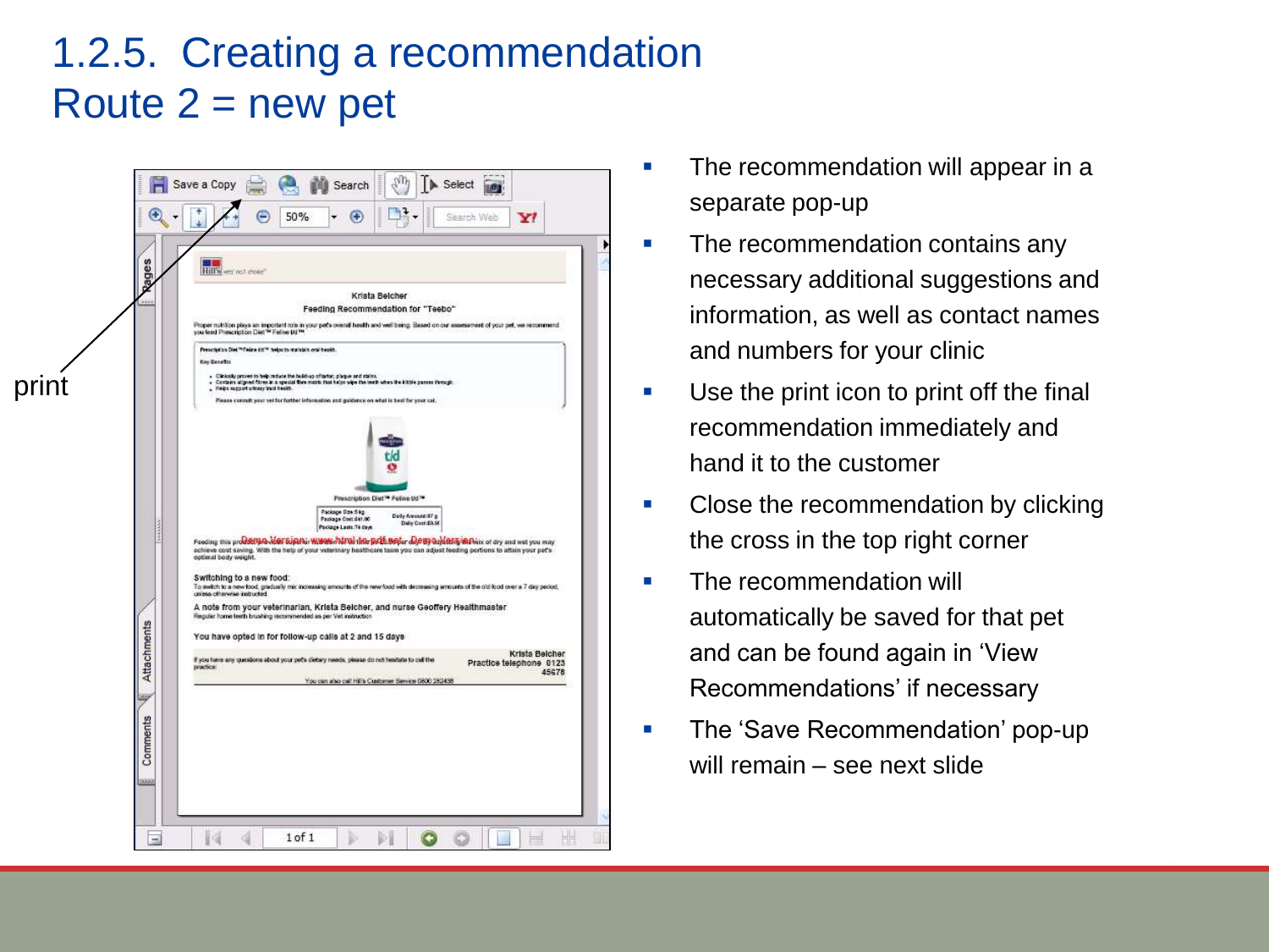# 1.2.5. Creating a recommendation Route 2 = new pet

print

- The recommendation will appear in a separate pop-up
- The recommendation contains any necessary additional suggestions and information, as well as contact names and numbers for your clinic
- Use the print icon to print off the final recommendation immediately and hand it to the customer
- Close the recommendation by clicking the cross in the top right corner
- The recommendation will automatically be saved for that pet and can be found again in 'View Recommendations' if necessary
- The 'Save Recommendation' pop-up will remain – see next slide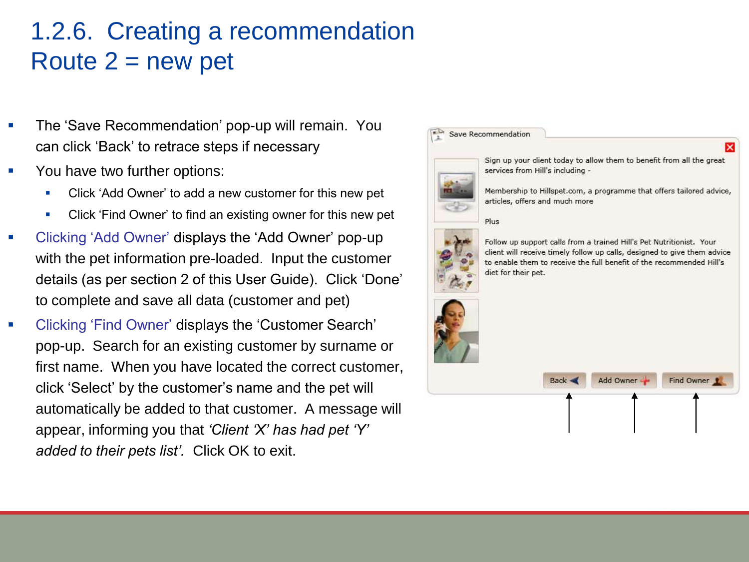# 1.2.6. Creating a recommendation
# Route 2 = new pet

- The 'Save Recommendation' pop-up will remain. You can click 'Back' to retrace steps if necessary
- You have two further options:
  - Click 'Add Owner' to add a new customer for this new pet
  - Click 'Find Owner' to find an existing owner for this new pet
- Clicking 'Add Owner' displays the 'Add Owner' pop-up with the pet information pre-loaded. Input the customer details (as per section 2 of this User Guide). Click 'Done' to complete and save all data (customer and pet)
- Clicking 'Find Owner' displays the 'Customer Search' pop-up. Search for an existing customer by surname or first name. When you have located the correct customer, click 'Select' by the customer's name and the pet will automatically be added to that customer. A message will appear, informing you that *'Client 'X' has had pet 'Y' added to their pets list'.* Click OK to exit.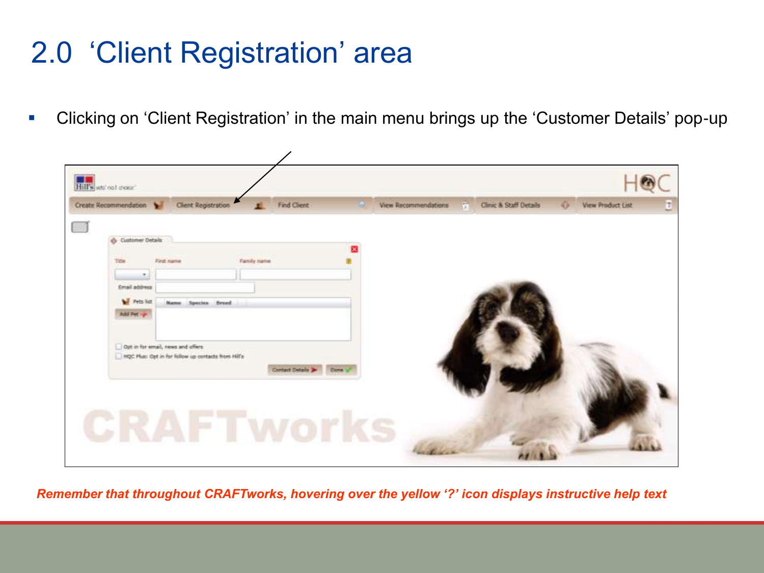# 2.0 'Client Registration' area

- Clicking on 'Client Registration' in the main menu brings up the 'Customer Details' pop-up

***Remember that throughout CRAFTworks, hovering over the yellow '?' icon displays instructive help text***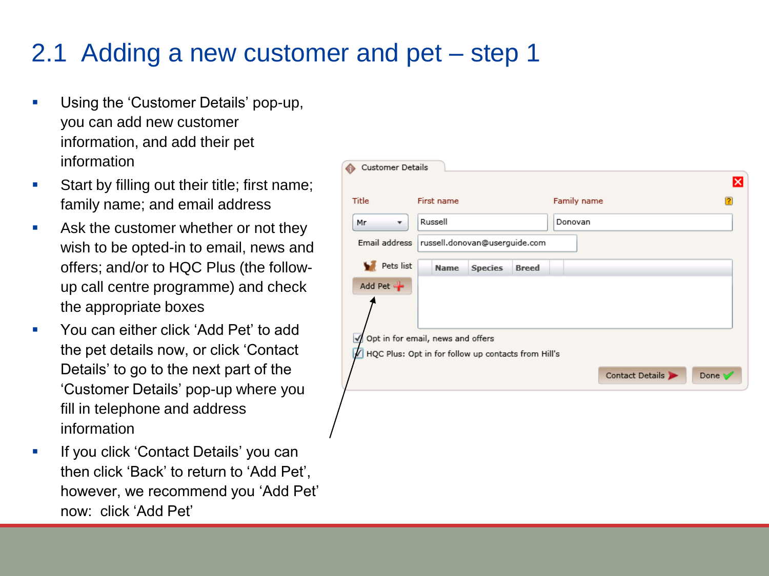# 2.1 Adding a new customer and pet – step 1

- Using the 'Customer Details' pop-up, you can add new customer information, and add their pet information
- Start by filling out their title; first name; family name; and email address
- Ask the customer whether or not they wish to be opted-in to email, news and offers; and/or to HQC Plus (the follow-up call centre programme) and check the appropriate boxes
- You can either click 'Add Pet' to add the pet details now, or click 'Contact Details' to go to the next part of the 'Customer Details' pop-up where you fill in telephone and address information
- If you click 'Contact Details' you can then click 'Back' to return to 'Add Pet', however, we recommend you 'Add Pet' now: click 'Add Pet'

Customer Details

| Title | First name | Family name |
|---|---|---|
| Mr | Russell | Donovan |

Email address: russell.donovan@userguide.com

Pets list

Add Pet

| Name | Species | Breed |
|---|---|---|

☑ Opt in for email, news and offers

☑ HQC Plus: Opt in for follow up contacts from Hill's

Contact Details | Done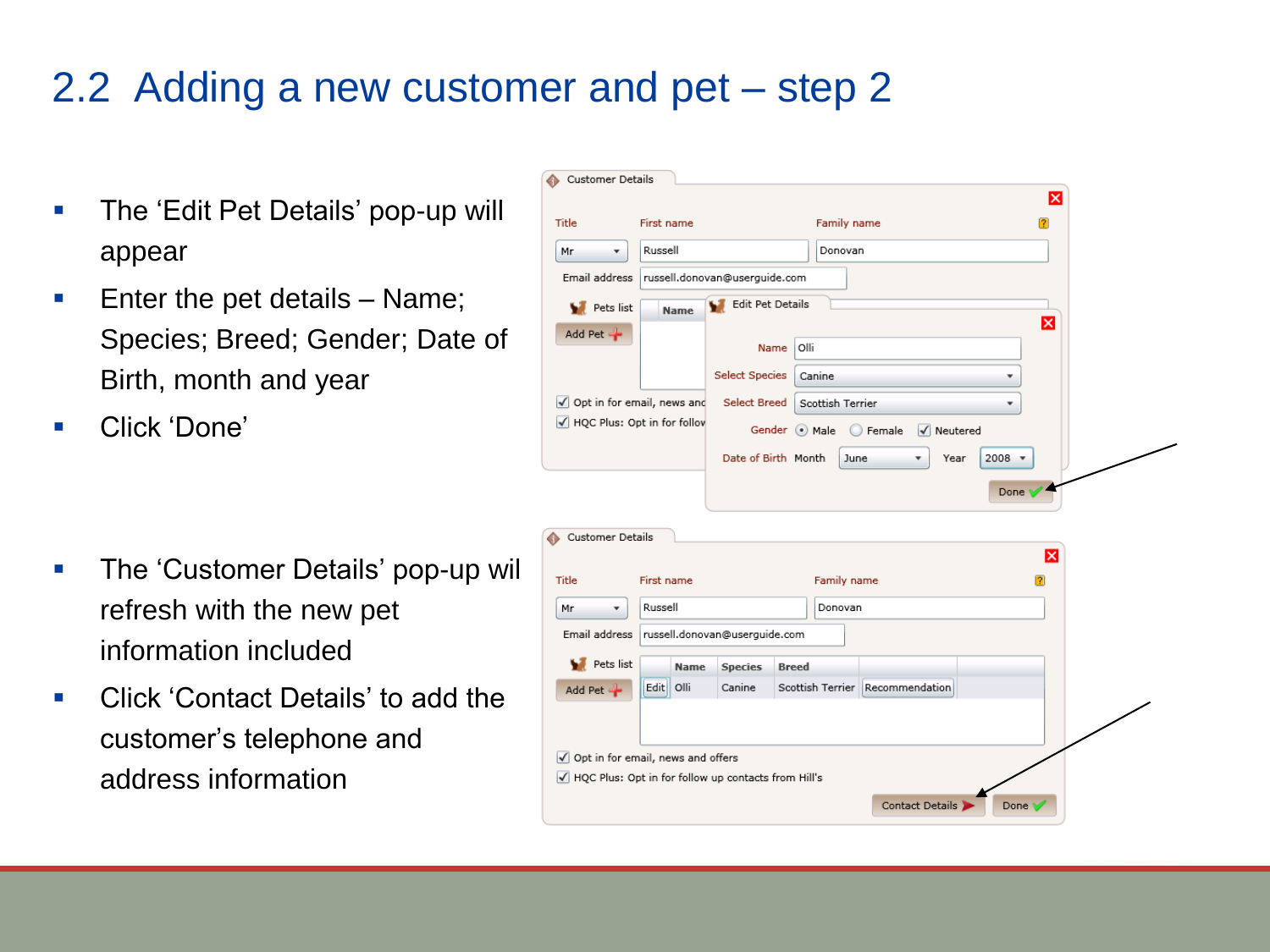# 2.2 Adding a new customer and pet – step 2

- The 'Edit Pet Details' pop-up will appear
- Enter the pet details – Name; Species; Breed; Gender; Date of Birth, month and year
- Click 'Done'

- The 'Customer Details' pop-up wil refresh with the new pet information included
- Click 'Contact Details' to add the customer's telephone and address information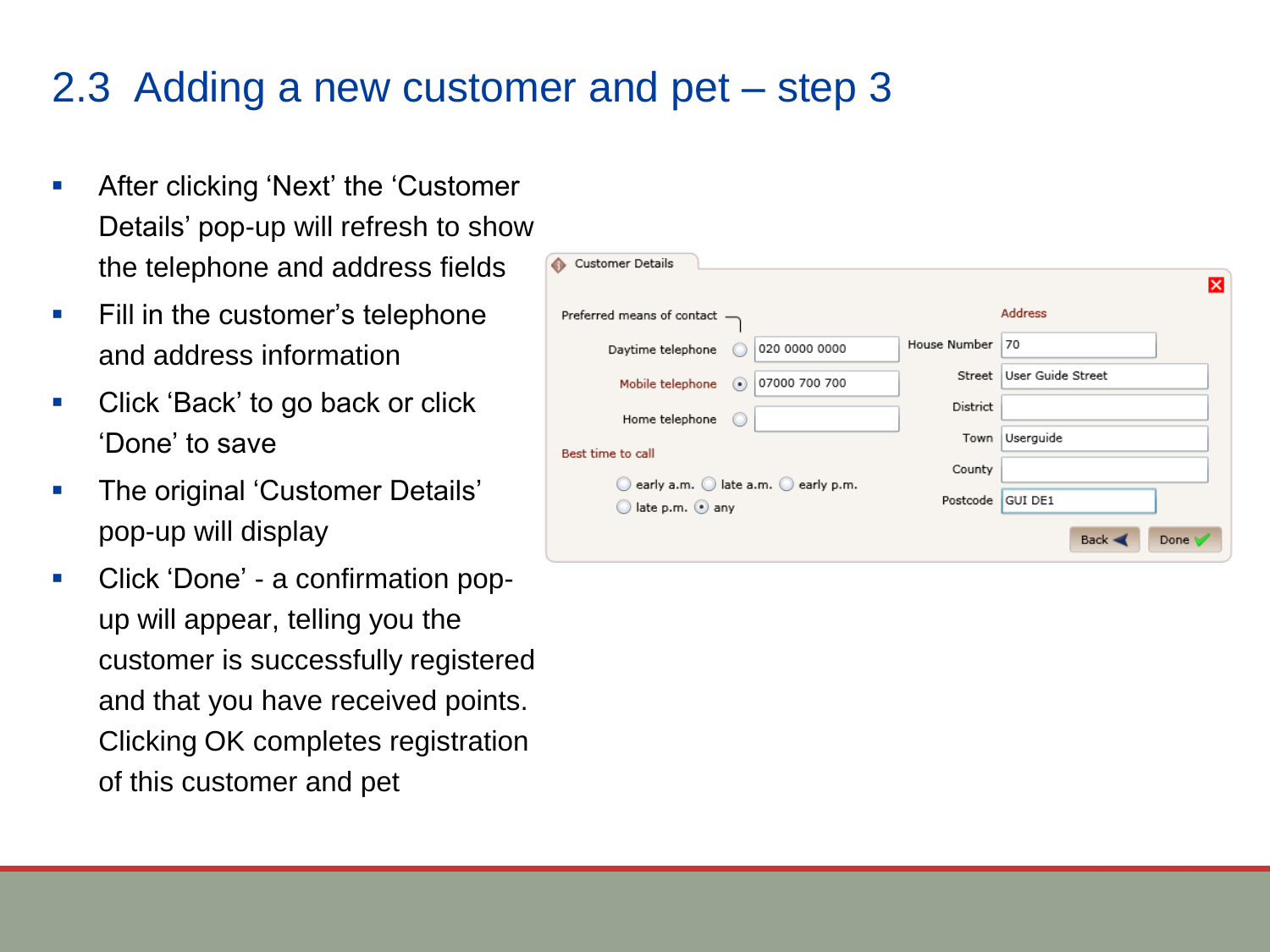# 2.3 Adding a new customer and pet – step 3

- After clicking ‘Next’ the ‘Customer Details’ pop-up will refresh to show the telephone and address fields
- Fill in the customer’s telephone and address information
- Click ‘Back’ to go back or click ‘Done’ to save
- The original ‘Customer Details’ pop-up will display
- Click ‘Done’ - a confirmation pop-up will appear, telling you the customer is successfully registered and that you have received points. Clicking OK completes registration of this customer and pet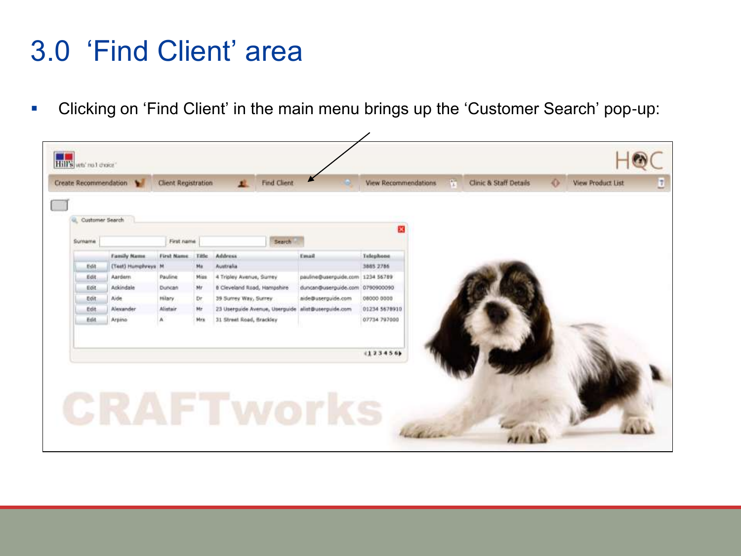# 3.0 'Find Client' area

- Clicking on 'Find Client' in the main menu brings up the 'Customer Search' pop-up: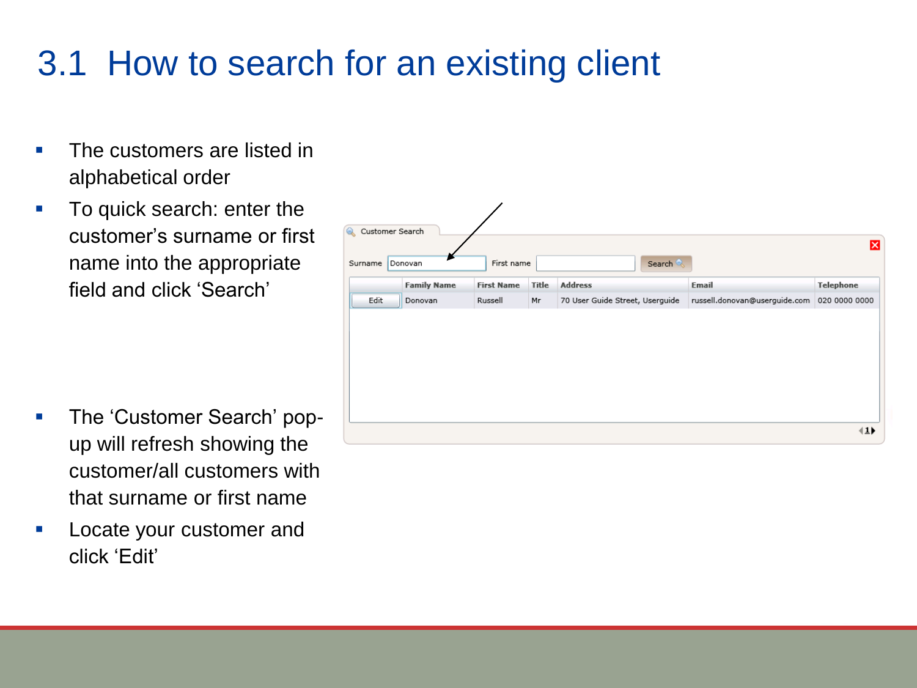# 3.1 How to search for an existing client

- The customers are listed in alphabetical order
- To quick search: enter the customer's surname or first name into the appropriate field and click 'Search'

- The 'Customer Search' pop-up will refresh showing the customer/all customers with that surname or first name
- Locate your customer and click 'Edit'

Customer Search

Surname: Donovan   First name:   Search

| | Family Name | First Name | Title | Address | Email | Telephone |
|---|---|---|---|---|---|---|
| Edit | Donovan | Russell | Mr | 70 User Guide Street, Userguide | russell.donovan@userguide.com | 020 0000 0000 |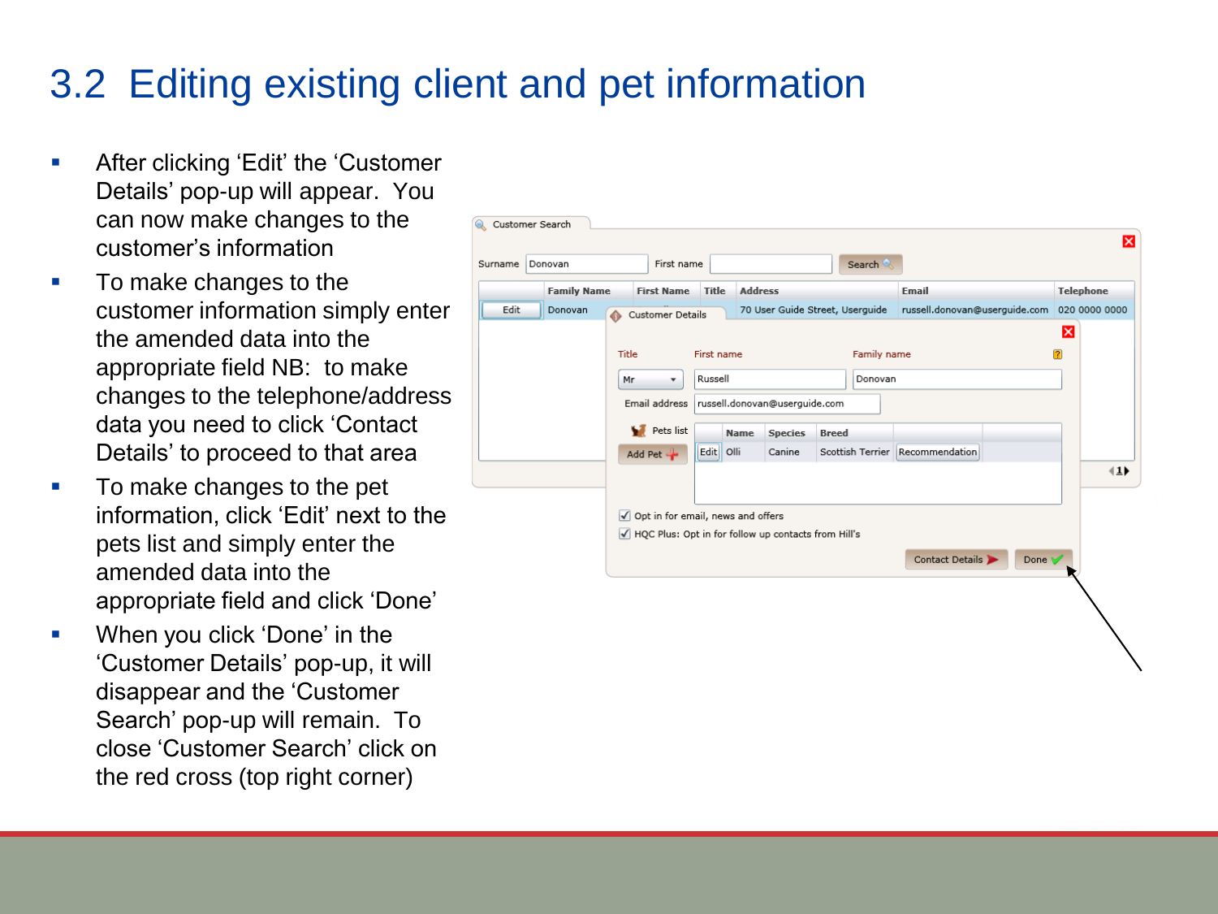# 3.2 Editing existing client and pet information

- After clicking 'Edit' the 'Customer Details' pop-up will appear. You can now make changes to the customer's information
- To make changes to the customer information simply enter the amended data into the appropriate field NB: to make changes to the telephone/address data you need to click 'Contact Details' to proceed to that area
- To make changes to the pet information, click 'Edit' next to the pets list and simply enter the amended data into the appropriate field and click 'Done'
- When you click 'Done' in the 'Customer Details' pop-up, it will disappear and the 'Customer Search' pop-up will remain. To close 'Customer Search' click on the red cross (top right corner)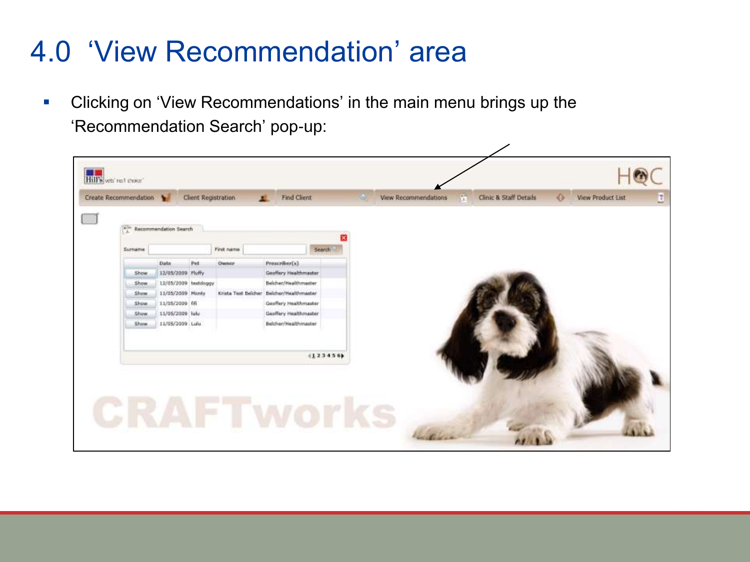# 4.0 ‘View Recommendation’ area

- Clicking on ‘View Recommendations’ in the main menu brings up the ‘Recommendation Search’ pop-up: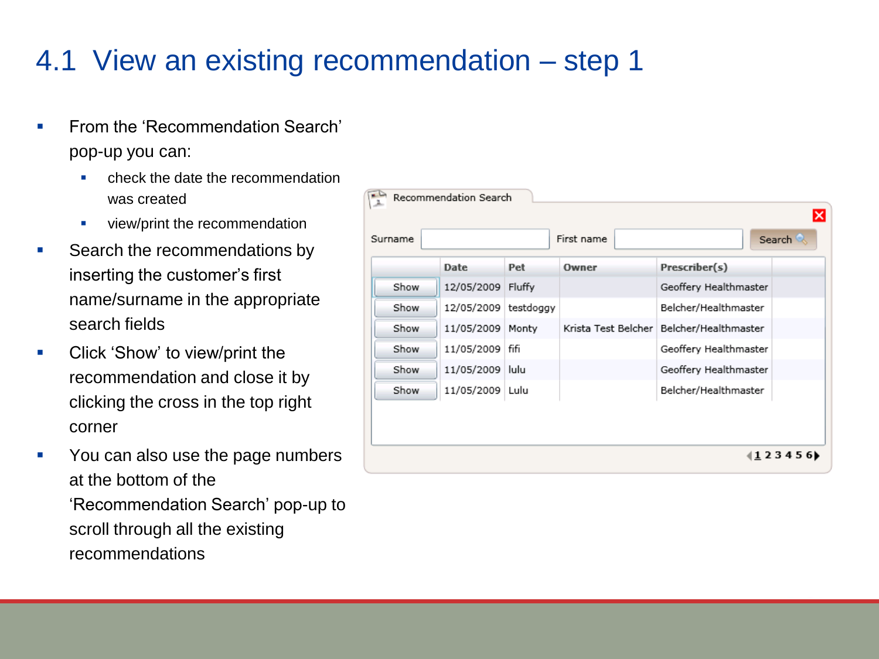# 4.1 View an existing recommendation – step 1

- From the 'Recommendation Search' pop-up you can:
  - check the date the recommendation was created
  - view/print the recommendation
- Search the recommendations by inserting the customer's first name/surname in the appropriate search fields
- Click 'Show' to view/print the recommendation and close it by clicking the cross in the top right corner
- You can also use the page numbers at the bottom of the 'Recommendation Search' pop-up to scroll through all the existing recommendations

Recommendation Search

Surname | First name | Search

| | Date | Pet | Owner | Prescriber(s) |
|---|---|---|---|---|
| Show | 12/05/2009 | Fluffy | | Geoffery Healthmaster |
| Show | 12/05/2009 | testdoggy | | Belcher/Healthmaster |
| Show | 11/05/2009 | Monty | Krista Test Belcher | Belcher/Healthmaster |
| Show | 11/05/2009 | fifi | | Geoffery Healthmaster |
| Show | 11/05/2009 | lulu | | Geoffery Healthmaster |
| Show | 11/05/2009 | Lulu | | Belcher/Healthmaster |

1 2 3 4 5 6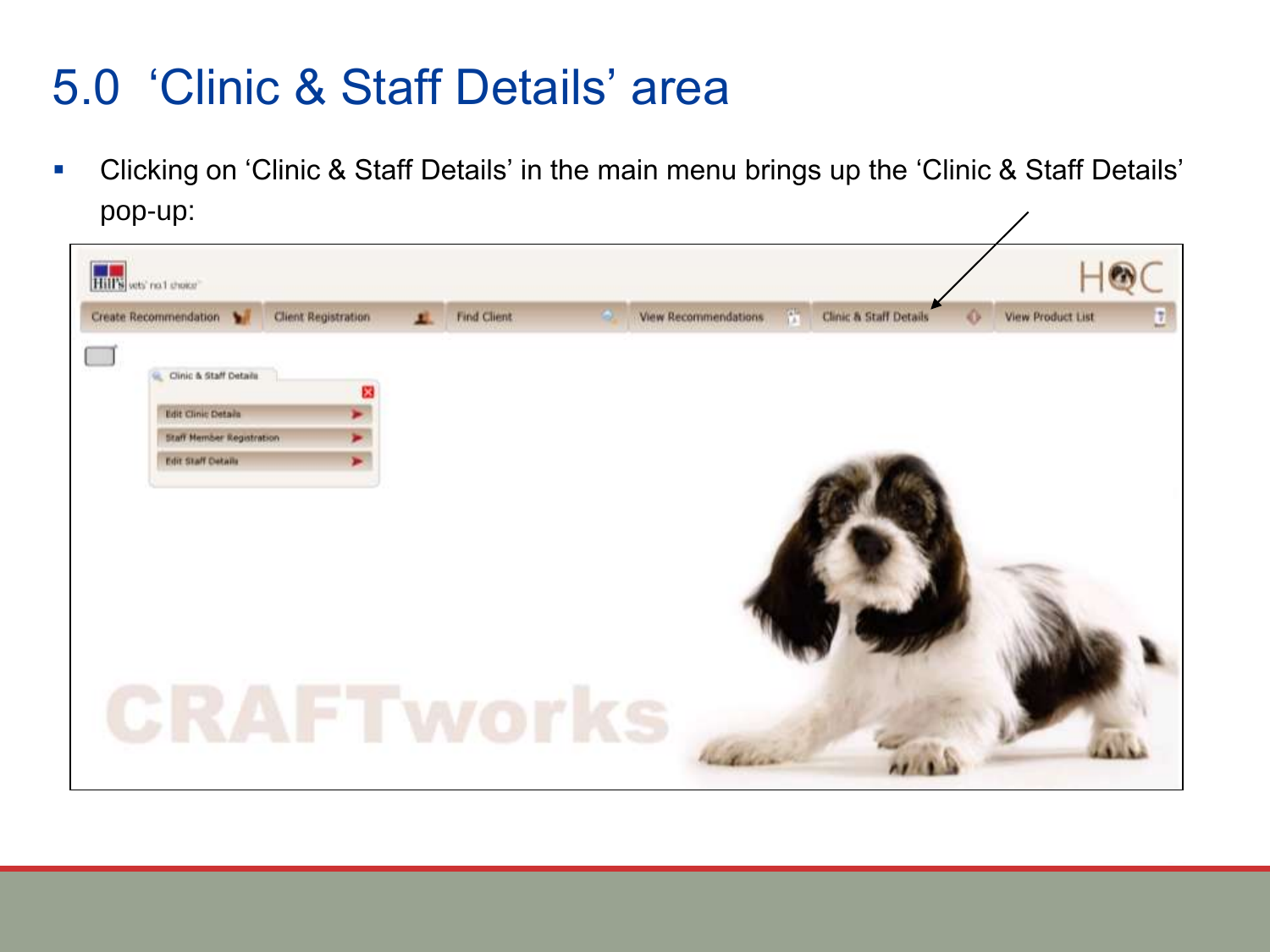# 5.0 'Clinic & Staff Details' area

- Clicking on 'Clinic & Staff Details' in the main menu brings up the 'Clinic & Staff Details' pop-up: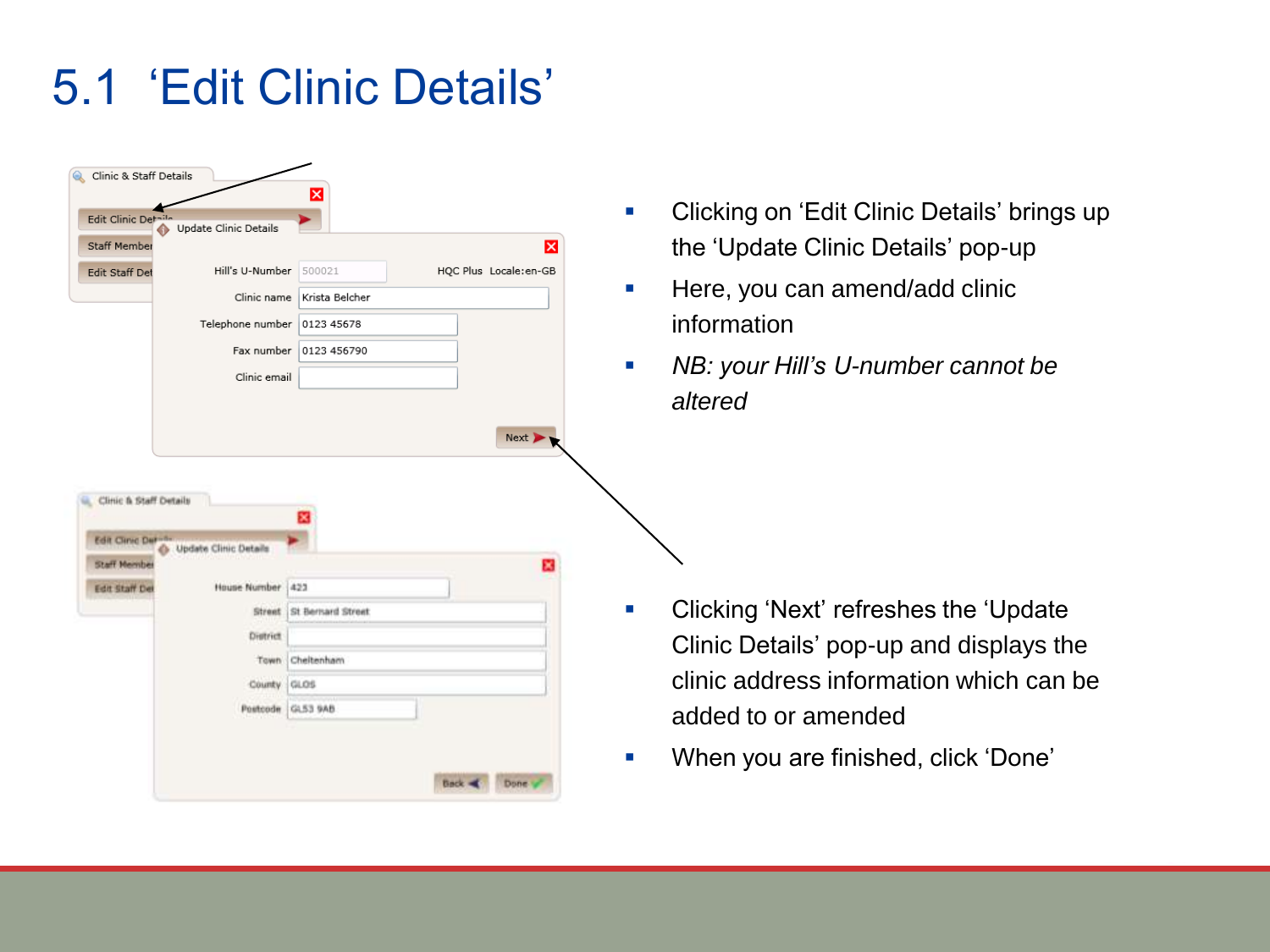# 5.1 'Edit Clinic Details'

- Clicking on 'Edit Clinic Details' brings up the 'Update Clinic Details' pop-up
- Here, you can amend/add clinic information
- *NB: your Hill's U-number cannot be altered*

- Clicking 'Next' refreshes the 'Update Clinic Details' pop-up and displays the clinic address information which can be added to or amended
- When you are finished, click 'Done'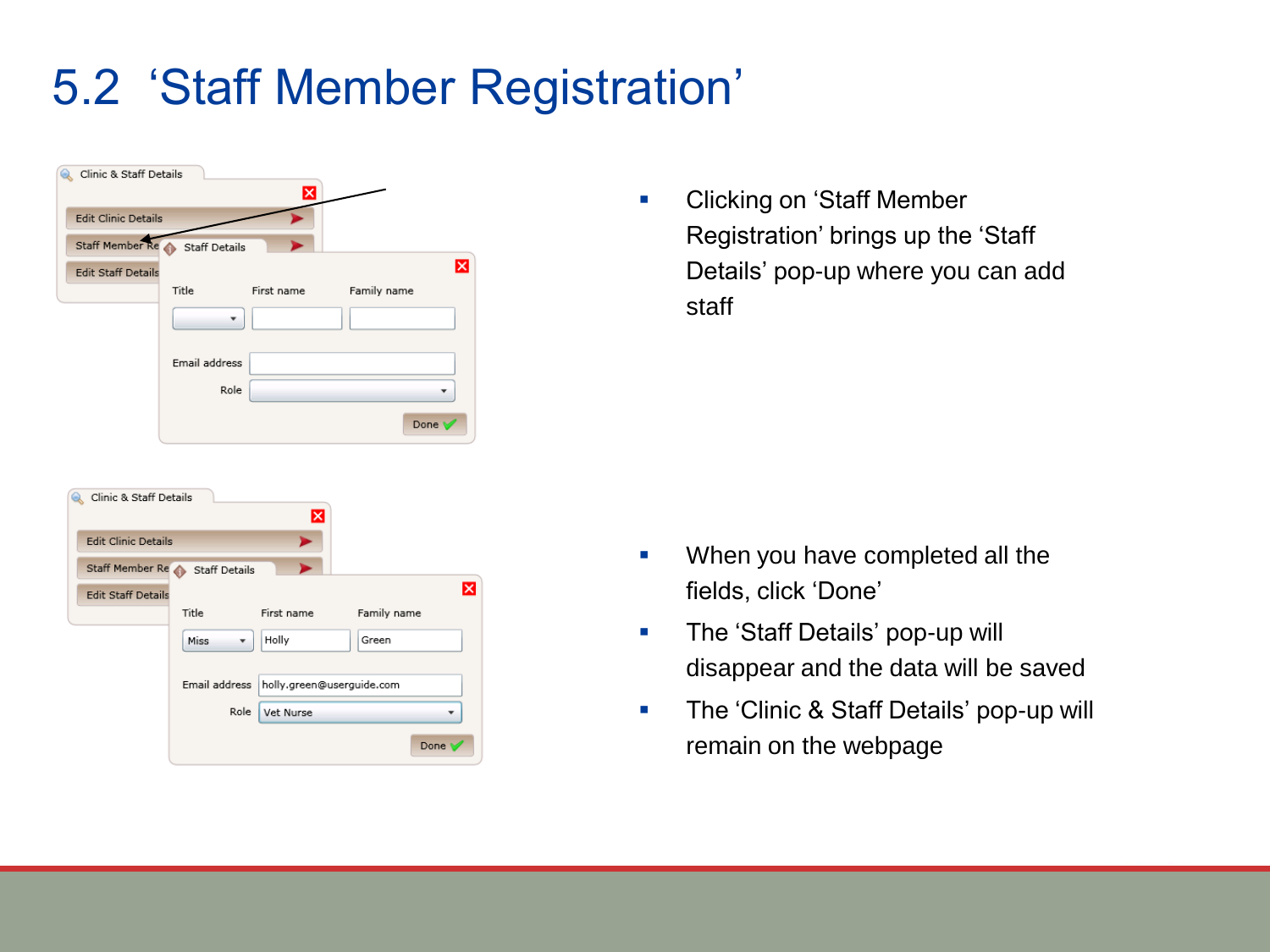# 5.2 'Staff Member Registration'

- Clicking on 'Staff Member Registration' brings up the 'Staff Details' pop-up where you can add staff

- When you have completed all the fields, click 'Done'
- The 'Staff Details' pop-up will disappear and the data will be saved
- The 'Clinic & Staff Details' pop-up will remain on the webpage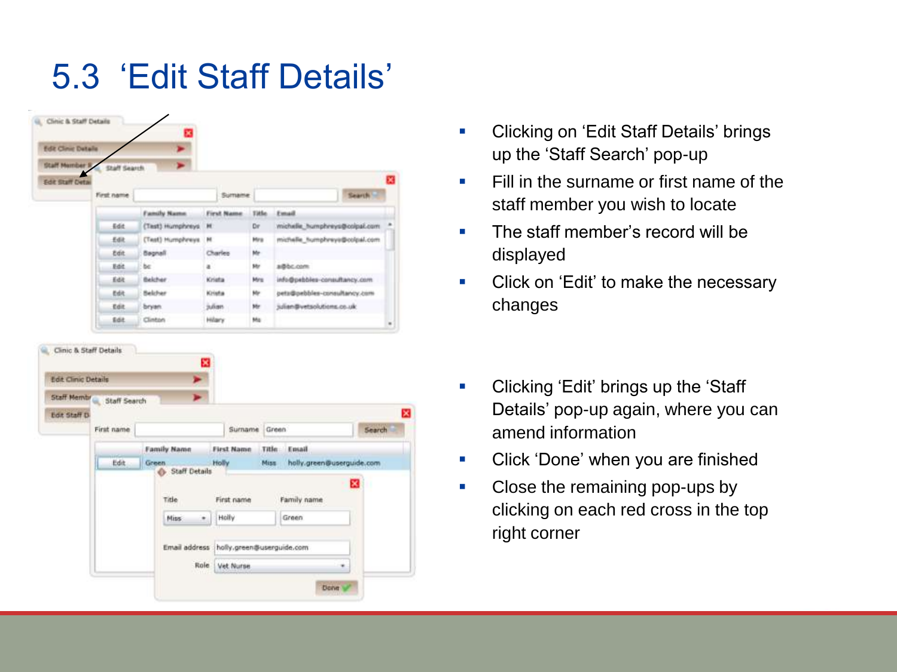# 5.3 'Edit Staff Details'

- Clicking on 'Edit Staff Details' brings up the 'Staff Search' pop-up
- Fill in the surname or first name of the staff member you wish to locate
- The staff member's record will be displayed
- Click on 'Edit' to make the necessary changes

- Clicking 'Edit' brings up the 'Staff Details' pop-up again, where you can amend information
- Click 'Done' when you are finished
- Close the remaining pop-ups by clicking on each red cross in the top right corner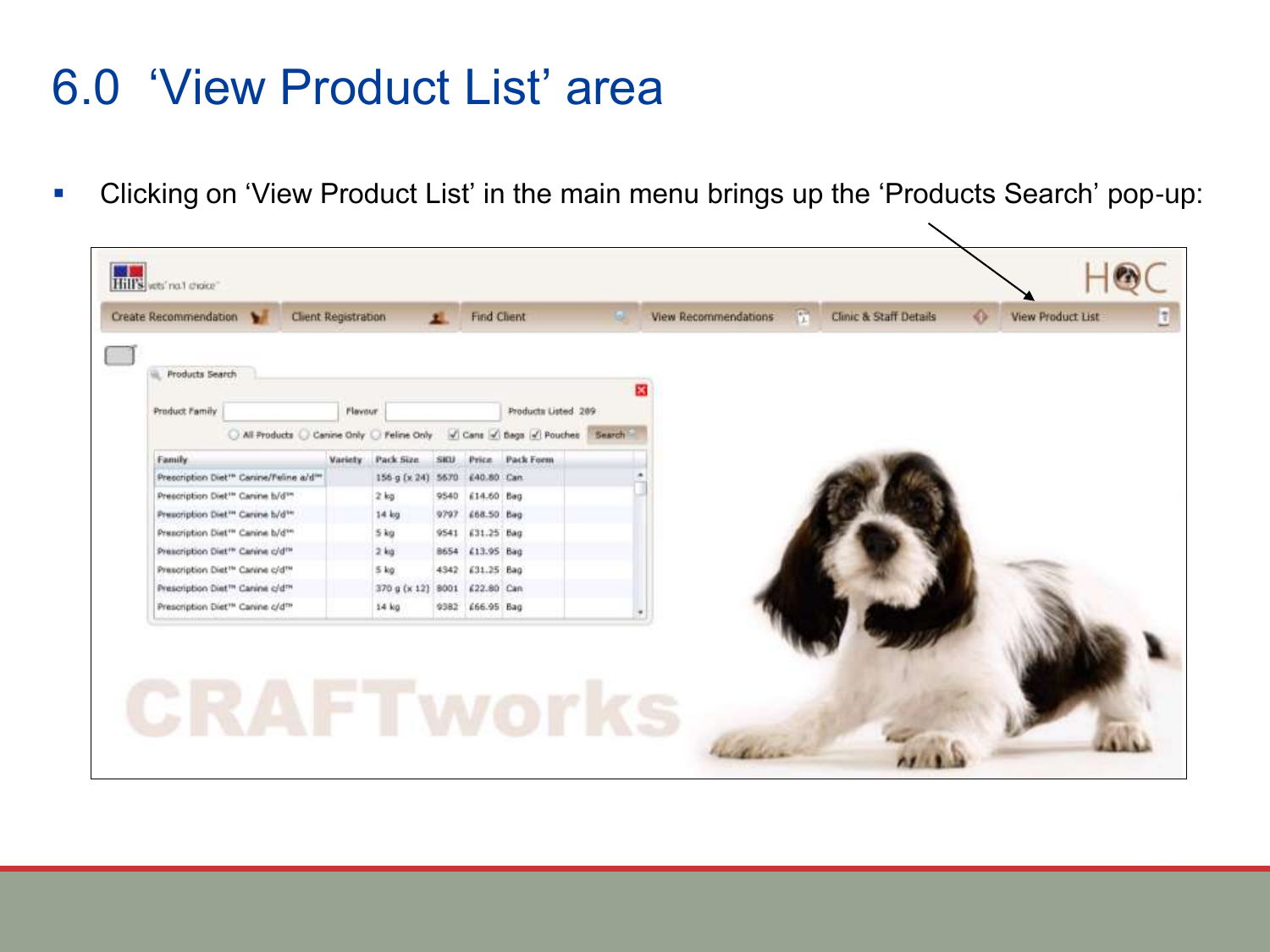# 6.0 'View Product List' area

- Clicking on 'View Product List' in the main menu brings up the 'Products Search' pop-up:

Hill's vets' no.1 choice

HQC

Create Recommendation | Client Registration | Find Client | View Recommendations | Clinic & Staff Details | View Product List

Products Search

Product Family | Flavour | Products Listed 289

All Products | Canine Only | Feline Only | Cans | Bags | Pouches | Search

| Family | Variety | Pack Size | SKU | Price | Pack Form |
|---|---|---|---|---|---|
| Prescription Diet™ Canine/Feline a/d™ | | 156 g (x 24) | 5670 | £40.80 | Can |
| Prescription Diet™ Canine b/d™ | | 2 kg | 9540 | £14.60 | Bag |
| Prescription Diet™ Canine b/d™ | | 14 kg | 9797 | £68.50 | Bag |
| Prescription Diet™ Canine b/d™ | | 5 kg | 9541 | £31.25 | Bag |
| Prescription Diet™ Canine c/d™ | | 2 kg | 8654 | £13.95 | Bag |
| Prescription Diet™ Canine c/d™ | | 5 kg | 4342 | £31.25 | Bag |
| Prescription Diet™ Canine c/d™ | | 370 g (x 12) | 8001 | £22.80 | Can |
| Prescription Diet™ Canine c/d™ | | 14 kg | 9382 | £66.95 | Bag |

CRAFTworks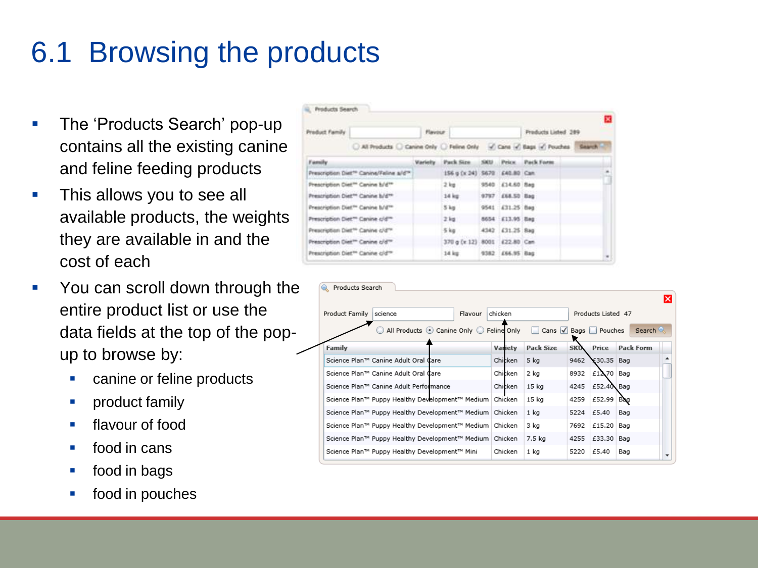# 6.1 Browsing the products

- The 'Products Search' pop-up contains all the existing canine and feline feeding products
- This allows you to see all available products, the weights they are available in and the cost of each
- You can scroll down through the entire product list or use the data fields at the top of the pop-up to browse by:
  - canine or feline products
  - product family
  - flavour of food
  - food in cans
  - food in bags
  - food in pouches

Products Search

Product Family | Flavour | Products Listed 289

All Products | Canine Only | Feline Only | Cans | Bags | Pouches | Search

| Family | Variety | Pack Size | SKU | Price | Pack Form |
|---|---|---|---|---|---|
| Prescription Diet™ Canine/Feline a/d™ | | 156 g (x 24) | 5670 | £40.80 | Can |
| Prescription Diet™ Canine b/d™ | | 2 kg | 9540 | £14.60 | Bag |
| Prescription Diet™ Canine b/d™ | | 14 kg | 9797 | £68.50 | Bag |
| Prescription Diet™ Canine b/d™ | | 5 kg | 9541 | £31.25 | Bag |
| Prescription Diet™ Canine c/d™ | | 2 kg | 8654 | £13.95 | Bag |
| Prescription Diet™ Canine c/d™ | | 5 kg | 4342 | £31.25 | Bag |
| Prescription Diet™ Canine c/d™ | | 370 g (x 12) | 8001 | £22.80 | Can |
| Prescription Diet™ Canine c/d™ | | 14 kg | 9382 | £66.95 | Bag |

Products Search

Product Family: science | Flavour: chicken | Products Listed 47

All Products | Canine Only | Feline Only | Cans | Bags | Pouches | Search

| Family | Variety | Pack Size | SKU | Price | Pack Form |
|---|---|---|---|---|---|
| Science Plan™ Canine Adult Oral Care | Chicken | 5 kg | 9462 | £30.35 | Bag |
| Science Plan™ Canine Adult Oral Care | Chicken | 2 kg | 8932 | £12.70 | Bag |
| Science Plan™ Canine Adult Performance | Chicken | 15 kg | 4245 | £52.40 | Bag |
| Science Plan™ Puppy Healthy Development™ Medium | Chicken | 15 kg | 4259 | £52.99 | Bag |
| Science Plan™ Puppy Healthy Development™ Medium | Chicken | 1 kg | 5224 | £5.40 | Bag |
| Science Plan™ Puppy Healthy Development™ Medium | Chicken | 3 kg | 7692 | £15.20 | Bag |
| Science Plan™ Puppy Healthy Development™ Medium | Chicken | 7.5 kg | 4255 | £33.30 | Bag |
| Science Plan™ Puppy Healthy Development™ Mini | Chicken | 1 kg | 5220 | £5.40 | Bag |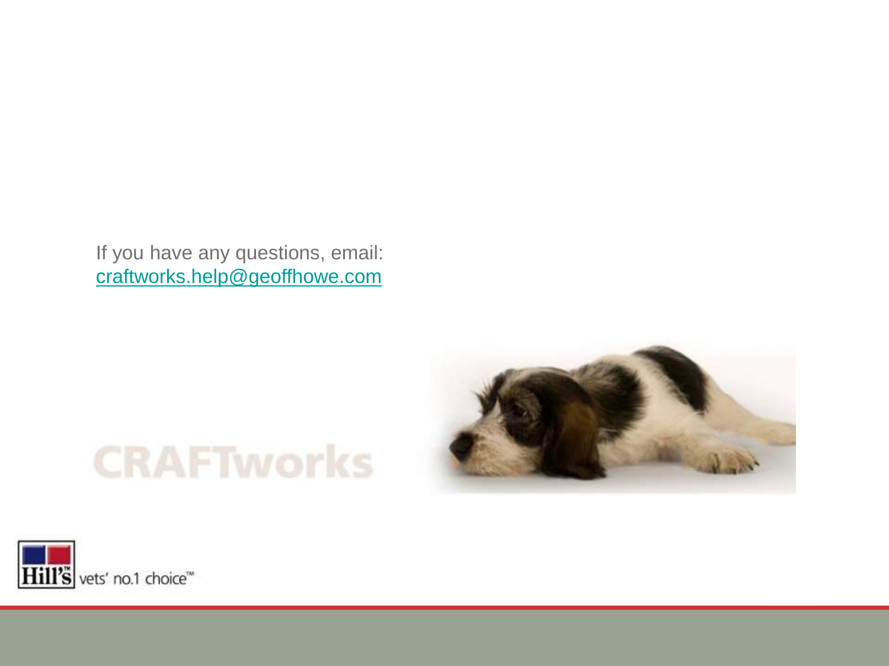If you have any questions, email:
craftworks.help@geoffhowe.com

CRAFTworks

Hill's vets' no.1 choice™